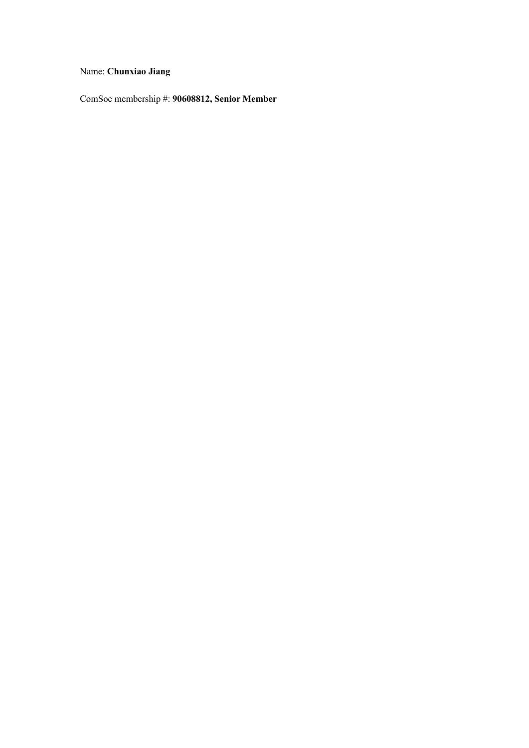Name: **Chunxiao Jiang**

ComSoc membership #: **90608812, Senior Member**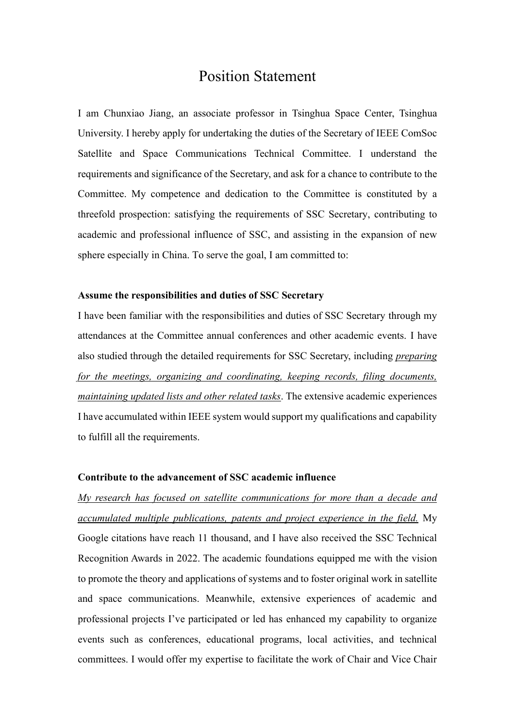# Position Statement

I am Chunxiao Jiang, an associate professor in Tsinghua Space Center, Tsinghua University. I hereby apply for undertaking the duties of the Secretary of IEEE ComSoc Satellite and Space Communications Technical Committee. I understand the requirements and significance of the Secretary, and ask for a chance to contribute to the Committee. My competence and dedication to the Committee is constituted by a threefold prospection: satisfying the requirements of SSC Secretary, contributing to academic and professional influence of SSC, and assisting in the expansion of new sphere especially in China. To serve the goal, I am committed to:

**Assume the responsibilities and duties of SSC Secretary**

I have been familiar with the responsibilities and duties of SSC Secretary through my attendances at the Committee annual conferences and other academic events. I have also studied through the detailed requirements for SSC Secretary, including *preparing for the meetings, organizing and coordinating, keeping records, filing documents, maintaining updated lists and other related tasks*. The extensive academic experiences I have accumulated within IEEE system would support my qualifications and capability to fulfill all the requirements.

**Contribute to the advancement of SSC academic influence**

*My research has focused on satellite communications for more than a decade and accumulated multiple publications, patents and project experience in the field.* My Google citations have reach 11 thousand, and I have also received the SSC Technical Recognition Awards in 2022. The academic foundations equipped me with the vision to promote the theory and applications of systems and to foster original work in satellite and space communications. Meanwhile, extensive experiences of academic and professional projects I've participated or led has enhanced my capability to organize events such as conferences, educational programs, local activities, and technical committees. I would offer my expertise to facilitate the work of Chair and Vice Chair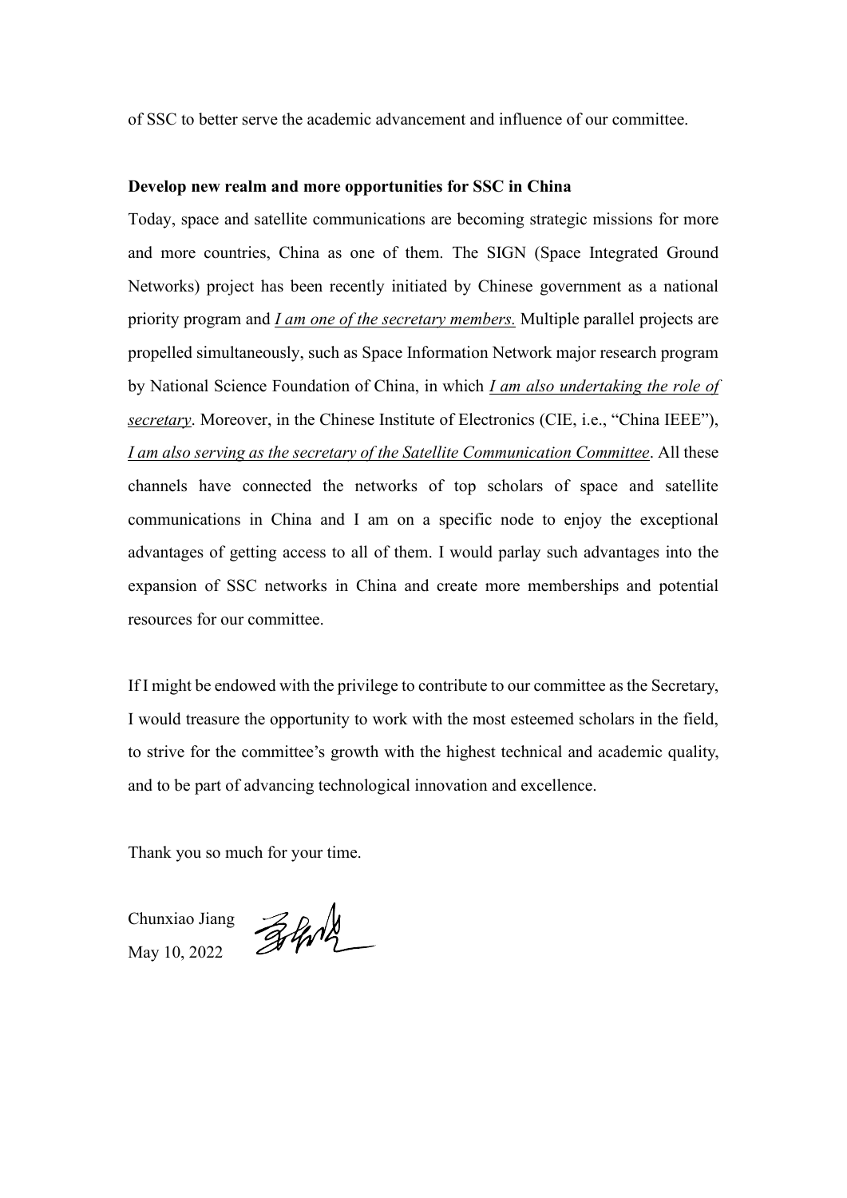of SSC to better serve the academic advancement and influence of our committee.

**Develop new realm and more opportunities for SSC in China**

Today, space and satellite communications are becoming strategic missions for more and more countries, China as one of them. The SIGN (Space Integrated Ground Networks) project has been recently initiated by Chinese government as a national priority program and *I am one of the secretary members.* Multiple parallel projects are propelled simultaneously, such as Space Information Network major research program by National Science Foundation of China, in which *I am also undertaking the role of secretary*. Moreover, in the Chinese Institute of Electronics (CIE, i.e., "China IEEE"), *I am also serving as the secretary of the Satellite Communication Committee*. All these channels have connected the networks of top scholars of space and satellite communications in China and I am on a specific node to enjoy the exceptional advantages of getting access to all of them. I would parlay such advantages into the expansion of SSC networks in China and create more memberships and potential resources for our committee.

If I might be endowed with the privilege to contribute to our committee as the Secretary, I would treasure the opportunity to work with the most esteemed scholars in the field, to strive for the committee's growth with the highest technical and academic quality, and to be part of advancing technological innovation and excellence.

Thank you so much for your time.

Chunxiao Jiang

May 10, 2022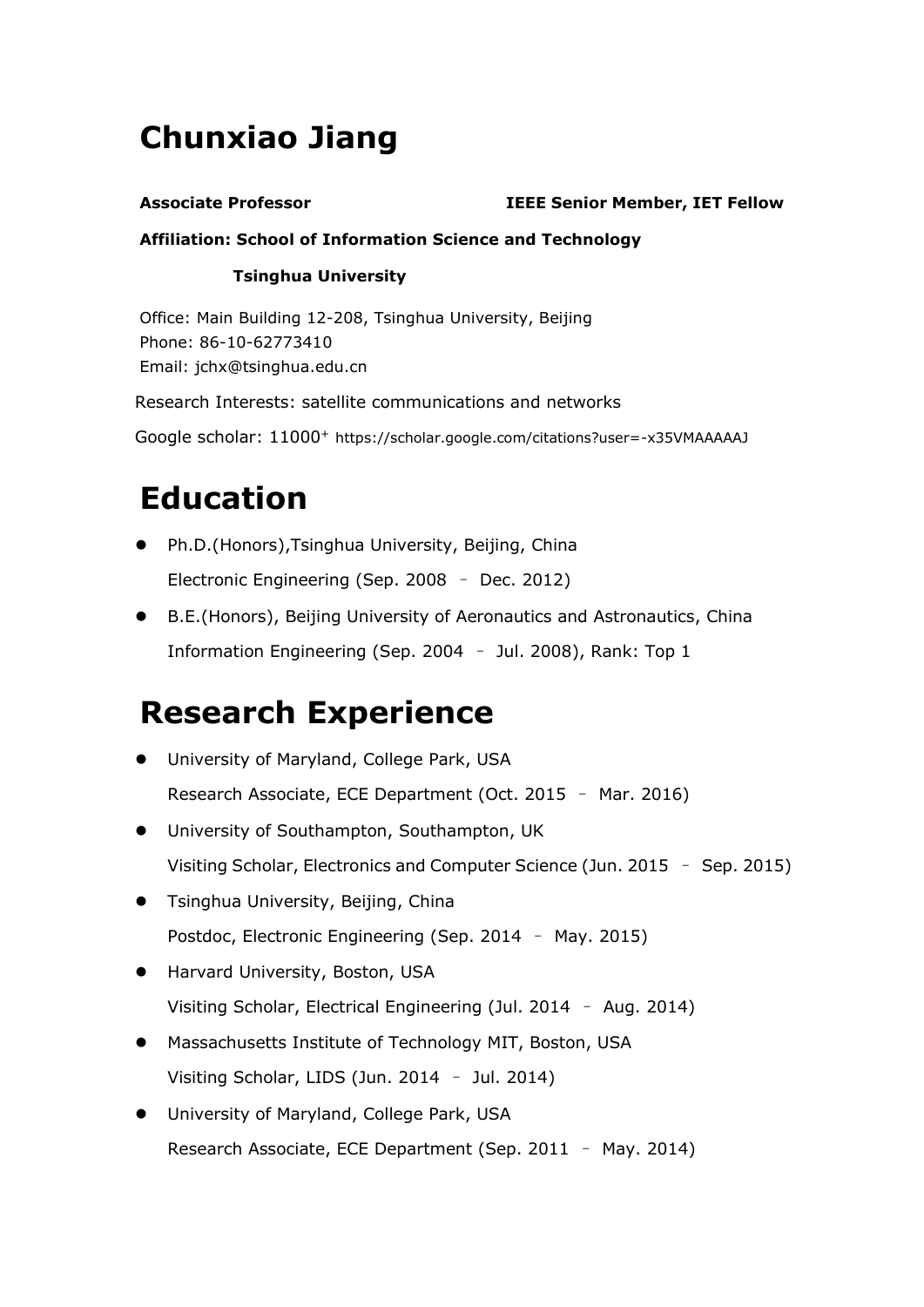# Chunxiao Jiang

**Associate Professor** **IEEE Senior Member, IET Fellow**

**Affiliation: School of Information Science and Technology**

**Tsinghua University**

Office: Main Building 12-208, Tsinghua University, Beijing
Phone: 86-10-62773410
Email: jchx@tsinghua.edu.cn

Research Interests: satellite communications and networks

Google scholar: 11000+ https://scholar.google.com/citations?user=-x35VMAAAAAJ

# Education

- Ph.D.(Honors),Tsinghua University, Beijing, China
  Electronic Engineering (Sep. 2008 – Dec. 2012)
- B.E.(Honors), Beijing University of Aeronautics and Astronautics, China
  Information Engineering (Sep. 2004 – Jul. 2008), Rank: Top 1

# Research Experience

- University of Maryland, College Park, USA
  Research Associate, ECE Department (Oct. 2015 – Mar. 2016)
- University of Southampton, Southampton, UK
  Visiting Scholar, Electronics and Computer Science (Jun. 2015 – Sep. 2015)
- Tsinghua University, Beijing, China
  Postdoc, Electronic Engineering (Sep. 2014 – May. 2015)
- Harvard University, Boston, USA
  Visiting Scholar, Electrical Engineering (Jul. 2014 – Aug. 2014)
- Massachusetts Institute of Technology MIT, Boston, USA
  Visiting Scholar, LIDS (Jun. 2014 – Jul. 2014)
- University of Maryland, College Park, USA
  Research Associate, ECE Department (Sep. 2011 – May. 2014)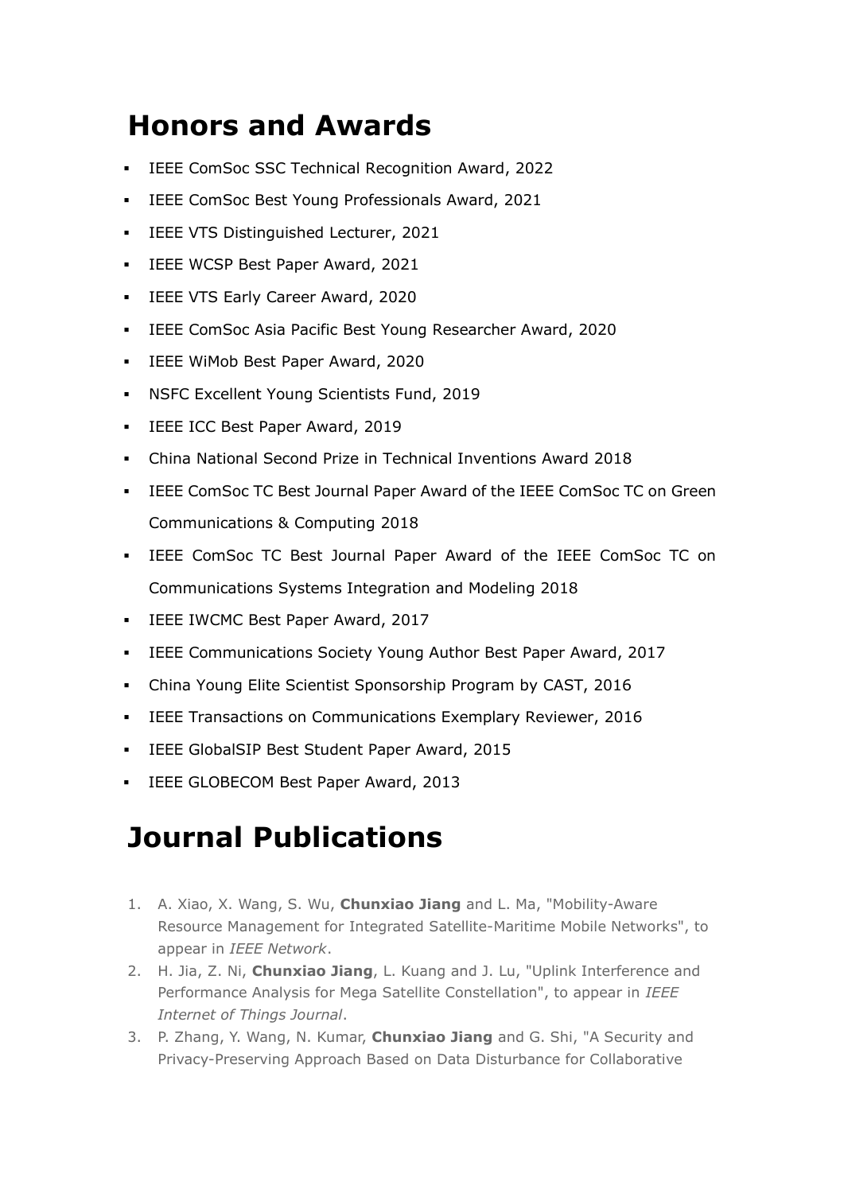# Honors and Awards

- IEEE ComSoc SSC Technical Recognition Award, 2022
- IEEE ComSoc Best Young Professionals Award, 2021
- IEEE VTS Distinguished Lecturer, 2021
- IEEE WCSP Best Paper Award, 2021
- IEEE VTS Early Career Award, 2020
- IEEE ComSoc Asia Pacific Best Young Researcher Award, 2020
- IEEE WiMob Best Paper Award, 2020
- NSFC Excellent Young Scientists Fund, 2019
- IEEE ICC Best Paper Award, 2019
- China National Second Prize in Technical Inventions Award 2018
- IEEE ComSoc TC Best Journal Paper Award of the IEEE ComSoc TC on Green Communications & Computing 2018
- IEEE ComSoc TC Best Journal Paper Award of the IEEE ComSoc TC on Communications Systems Integration and Modeling 2018
- IEEE IWCMC Best Paper Award, 2017
- IEEE Communications Society Young Author Best Paper Award, 2017
- China Young Elite Scientist Sponsorship Program by CAST, 2016
- IEEE Transactions on Communications Exemplary Reviewer, 2016
- IEEE GlobalSIP Best Student Paper Award, 2015
- IEEE GLOBECOM Best Paper Award, 2013

# Journal Publications

1. A. Xiao, X. Wang, S. Wu, **Chunxiao Jiang** and L. Ma, "Mobility-Aware Resource Management for Integrated Satellite-Maritime Mobile Networks", to appear in *IEEE Network*.
2. H. Jia, Z. Ni, **Chunxiao Jiang**, L. Kuang and J. Lu, "Uplink Interference and Performance Analysis for Mega Satellite Constellation", to appear in *IEEE Internet of Things Journal*.
3. P. Zhang, Y. Wang, N. Kumar, **Chunxiao Jiang** and G. Shi, "A Security and Privacy-Preserving Approach Based on Data Disturbance for Collaborative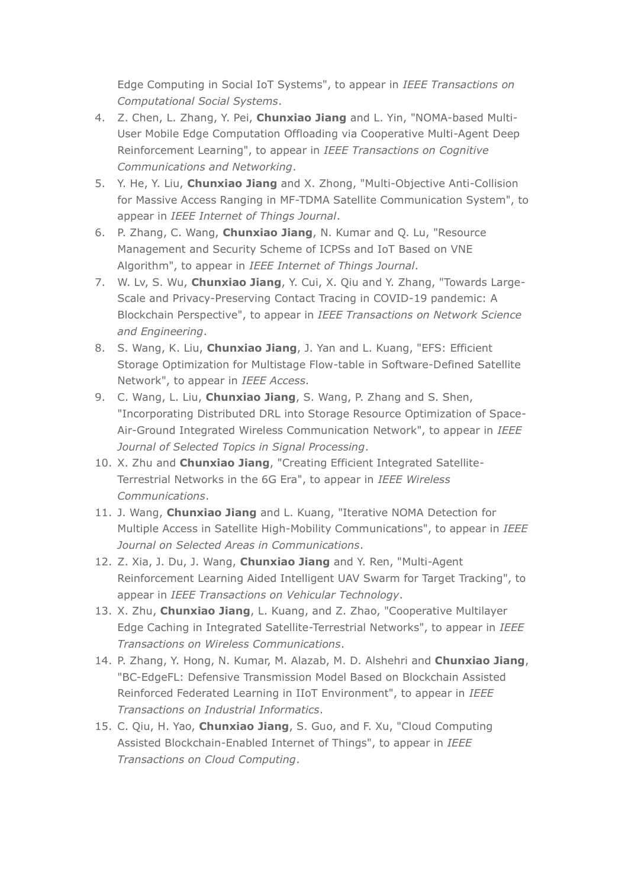Edge Computing in Social IoT Systems", to appear in *IEEE Transactions on Computational Social Systems*.

4. Z. Chen, L. Zhang, Y. Pei, **Chunxiao Jiang** and L. Yin, "NOMA-based Multi-User Mobile Edge Computation Offloading via Cooperative Multi-Agent Deep Reinforcement Learning", to appear in *IEEE Transactions on Cognitive Communications and Networking*.
5. Y. He, Y. Liu, **Chunxiao Jiang** and X. Zhong, "Multi-Objective Anti-Collision for Massive Access Ranging in MF-TDMA Satellite Communication System", to appear in *IEEE Internet of Things Journal*.
6. P. Zhang, C. Wang, **Chunxiao Jiang**, N. Kumar and Q. Lu, "Resource Management and Security Scheme of ICPSs and IoT Based on VNE Algorithm", to appear in *IEEE Internet of Things Journal*.
7. W. Lv, S. Wu, **Chunxiao Jiang**, Y. Cui, X. Qiu and Y. Zhang, "Towards Large-Scale and Privacy-Preserving Contact Tracing in COVID-19 pandemic: A Blockchain Perspective", to appear in *IEEE Transactions on Network Science and Engineering*.
8. S. Wang, K. Liu, **Chunxiao Jiang**, J. Yan and L. Kuang, "EFS: Efficient Storage Optimization for Multistage Flow-table in Software-Defined Satellite Network", to appear in *IEEE Access*.
9. C. Wang, L. Liu, **Chunxiao Jiang**, S. Wang, P. Zhang and S. Shen, "Incorporating Distributed DRL into Storage Resource Optimization of Space-Air-Ground Integrated Wireless Communication Network", to appear in *IEEE Journal of Selected Topics in Signal Processing*.
10. X. Zhu and **Chunxiao Jiang**, "Creating Efficient Integrated Satellite-Terrestrial Networks in the 6G Era", to appear in *IEEE Wireless Communications*.
11. J. Wang, **Chunxiao Jiang** and L. Kuang, "Iterative NOMA Detection for Multiple Access in Satellite High-Mobility Communications", to appear in *IEEE Journal on Selected Areas in Communications*.
12. Z. Xia, J. Du, J. Wang, **Chunxiao Jiang** and Y. Ren, "Multi-Agent Reinforcement Learning Aided Intelligent UAV Swarm for Target Tracking", to appear in *IEEE Transactions on Vehicular Technology*.
13. X. Zhu, **Chunxiao Jiang**, L. Kuang, and Z. Zhao, "Cooperative Multilayer Edge Caching in Integrated Satellite-Terrestrial Networks", to appear in *IEEE Transactions on Wireless Communications*.
14. P. Zhang, Y. Hong, N. Kumar, M. Alazab, M. D. Alshehri and **Chunxiao Jiang**, "BC-EdgeFL: Defensive Transmission Model Based on Blockchain Assisted Reinforced Federated Learning in IIoT Environment", to appear in *IEEE Transactions on Industrial Informatics*.
15. C. Qiu, H. Yao, **Chunxiao Jiang**, S. Guo, and F. Xu, "Cloud Computing Assisted Blockchain-Enabled Internet of Things", to appear in *IEEE Transactions on Cloud Computing*.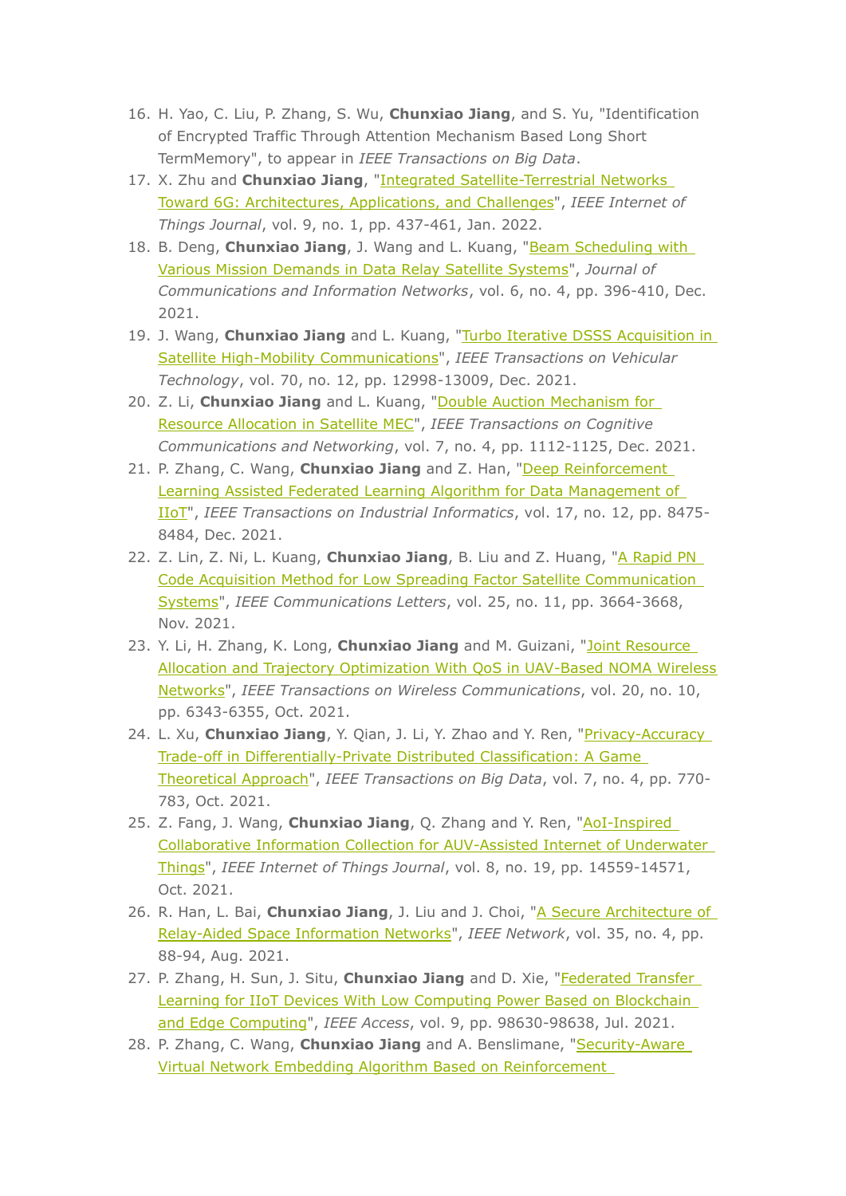16. H. Yao, C. Liu, P. Zhang, S. Wu, **Chunxiao Jiang**, and S. Yu, "Identification of Encrypted Traffic Through Attention Mechanism Based Long Short TermMemory", to appear in *IEEE Transactions on Big Data*.
17. X. Zhu and **Chunxiao Jiang**, "Integrated Satellite-Terrestrial Networks Toward 6G: Architectures, Applications, and Challenges", *IEEE Internet of Things Journal*, vol. 9, no. 1, pp. 437-461, Jan. 2022.
18. B. Deng, **Chunxiao Jiang**, J. Wang and L. Kuang, "Beam Scheduling with Various Mission Demands in Data Relay Satellite Systems", *Journal of Communications and Information Networks*, vol. 6, no. 4, pp. 396-410, Dec. 2021.
19. J. Wang, **Chunxiao Jiang** and L. Kuang, "Turbo Iterative DSSS Acquisition in Satellite High-Mobility Communications", *IEEE Transactions on Vehicular Technology*, vol. 70, no. 12, pp. 12998-13009, Dec. 2021.
20. Z. Li, **Chunxiao Jiang** and L. Kuang, "Double Auction Mechanism for Resource Allocation in Satellite MEC", *IEEE Transactions on Cognitive Communications and Networking*, vol. 7, no. 4, pp. 1112-1125, Dec. 2021.
21. P. Zhang, C. Wang, **Chunxiao Jiang** and Z. Han, "Deep Reinforcement Learning Assisted Federated Learning Algorithm for Data Management of IIoT", *IEEE Transactions on Industrial Informatics*, vol. 17, no. 12, pp. 8475-8484, Dec. 2021.
22. Z. Lin, Z. Ni, L. Kuang, **Chunxiao Jiang**, B. Liu and Z. Huang, "A Rapid PN Code Acquisition Method for Low Spreading Factor Satellite Communication Systems", *IEEE Communications Letters*, vol. 25, no. 11, pp. 3664-3668, Nov. 2021.
23. Y. Li, H. Zhang, K. Long, **Chunxiao Jiang** and M. Guizani, "Joint Resource Allocation and Trajectory Optimization With QoS in UAV-Based NOMA Wireless Networks", *IEEE Transactions on Wireless Communications*, vol. 20, no. 10, pp. 6343-6355, Oct. 2021.
24. L. Xu, **Chunxiao Jiang**, Y. Qian, J. Li, Y. Zhao and Y. Ren, "Privacy-Accuracy Trade-off in Differentially-Private Distributed Classification: A Game Theoretical Approach", *IEEE Transactions on Big Data*, vol. 7, no. 4, pp. 770-783, Oct. 2021.
25. Z. Fang, J. Wang, **Chunxiao Jiang**, Q. Zhang and Y. Ren, "AoI-Inspired Collaborative Information Collection for AUV-Assisted Internet of Underwater Things", *IEEE Internet of Things Journal*, vol. 8, no. 19, pp. 14559-14571, Oct. 2021.
26. R. Han, L. Bai, **Chunxiao Jiang**, J. Liu and J. Choi, "A Secure Architecture of Relay-Aided Space Information Networks", *IEEE Network*, vol. 35, no. 4, pp. 88-94, Aug. 2021.
27. P. Zhang, H. Sun, J. Situ, **Chunxiao Jiang** and D. Xie, "Federated Transfer Learning for IIoT Devices With Low Computing Power Based on Blockchain and Edge Computing", *IEEE Access*, vol. 9, pp. 98630-98638, Jul. 2021.
28. P. Zhang, C. Wang, **Chunxiao Jiang** and A. Benslimane, "Security-Aware Virtual Network Embedding Algorithm Based on Reinforcement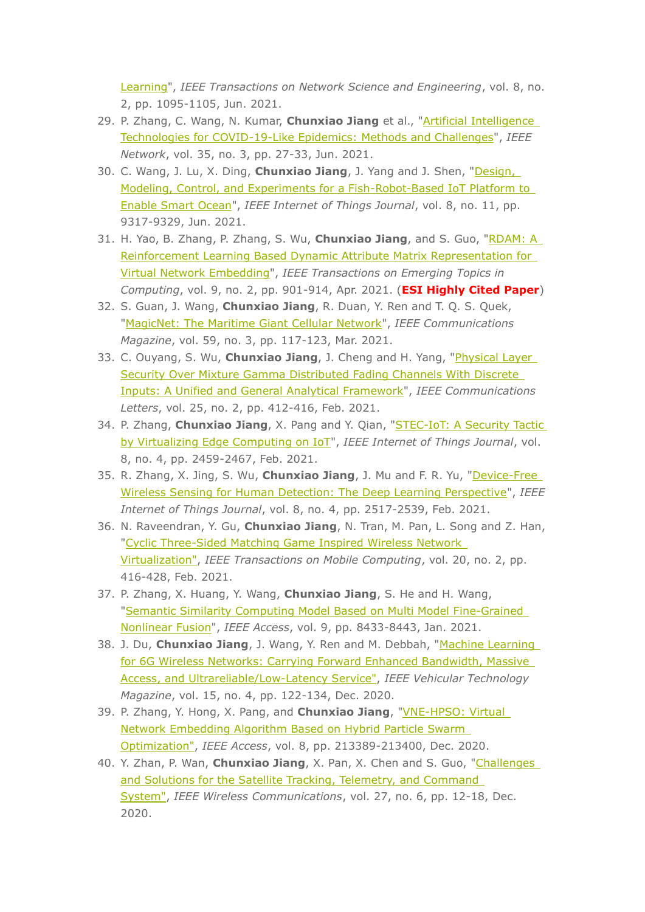Learning", *IEEE Transactions on Network Science and Engineering*, vol. 8, no. 2, pp. 1095-1105, Jun. 2021.

29. P. Zhang, C. Wang, N. Kumar, **Chunxiao Jiang** et al., "Artificial Intelligence Technologies for COVID-19-Like Epidemics: Methods and Challenges", *IEEE Network*, vol. 35, no. 3, pp. 27-33, Jun. 2021.
30. C. Wang, J. Lu, X. Ding, **Chunxiao Jiang**, J. Yang and J. Shen, "Design, Modeling, Control, and Experiments for a Fish-Robot-Based IoT Platform to Enable Smart Ocean", *IEEE Internet of Things Journal*, vol. 8, no. 11, pp. 9317-9329, Jun. 2021.
31. H. Yao, B. Zhang, P. Zhang, S. Wu, **Chunxiao Jiang**, and S. Guo, "RDAM: A Reinforcement Learning Based Dynamic Attribute Matrix Representation for Virtual Network Embedding", *IEEE Transactions on Emerging Topics in Computing*, vol. 9, no. 2, pp. 901-914, Apr. 2021. (**ESI Highly Cited Paper**)
32. S. Guan, J. Wang, **Chunxiao Jiang**, R. Duan, Y. Ren and T. Q. S. Quek, "MagicNet: The Maritime Giant Cellular Network", *IEEE Communications Magazine*, vol. 59, no. 3, pp. 117-123, Mar. 2021.
33. C. Ouyang, S. Wu, **Chunxiao Jiang**, J. Cheng and H. Yang, "Physical Layer Security Over Mixture Gamma Distributed Fading Channels With Discrete Inputs: A Unified and General Analytical Framework", *IEEE Communications Letters*, vol. 25, no. 2, pp. 412-416, Feb. 2021.
34. P. Zhang, **Chunxiao Jiang**, X. Pang and Y. Qian, "STEC-IoT: A Security Tactic by Virtualizing Edge Computing on IoT", *IEEE Internet of Things Journal*, vol. 8, no. 4, pp. 2459-2467, Feb. 2021.
35. R. Zhang, X. Jing, S. Wu, **Chunxiao Jiang**, J. Mu and F. R. Yu, "Device-Free Wireless Sensing for Human Detection: The Deep Learning Perspective", *IEEE Internet of Things Journal*, vol. 8, no. 4, pp. 2517-2539, Feb. 2021.
36. N. Raveendran, Y. Gu, **Chunxiao Jiang**, N. Tran, M. Pan, L. Song and Z. Han, "Cyclic Three-Sided Matching Game Inspired Wireless Network Virtualization", *IEEE Transactions on Mobile Computing*, vol. 20, no. 2, pp. 416-428, Feb. 2021.
37. P. Zhang, X. Huang, Y. Wang, **Chunxiao Jiang**, S. He and H. Wang, "Semantic Similarity Computing Model Based on Multi Model Fine-Grained Nonlinear Fusion", *IEEE Access*, vol. 9, pp. 8433-8443, Jan. 2021.
38. J. Du, **Chunxiao Jiang**, J. Wang, Y. Ren and M. Debbah, "Machine Learning for 6G Wireless Networks: Carrying Forward Enhanced Bandwidth, Massive Access, and Ultrareliable/Low-Latency Service", *IEEE Vehicular Technology Magazine*, vol. 15, no. 4, pp. 122-134, Dec. 2020.
39. P. Zhang, Y. Hong, X. Pang, and **Chunxiao Jiang**, "VNE-HPSO: Virtual Network Embedding Algorithm Based on Hybrid Particle Swarm Optimization", *IEEE Access*, vol. 8, pp. 213389-213400, Dec. 2020.
40. Y. Zhan, P. Wan, **Chunxiao Jiang**, X. Pan, X. Chen and S. Guo, "Challenges and Solutions for the Satellite Tracking, Telemetry, and Command System", *IEEE Wireless Communications*, vol. 27, no. 6, pp. 12-18, Dec. 2020.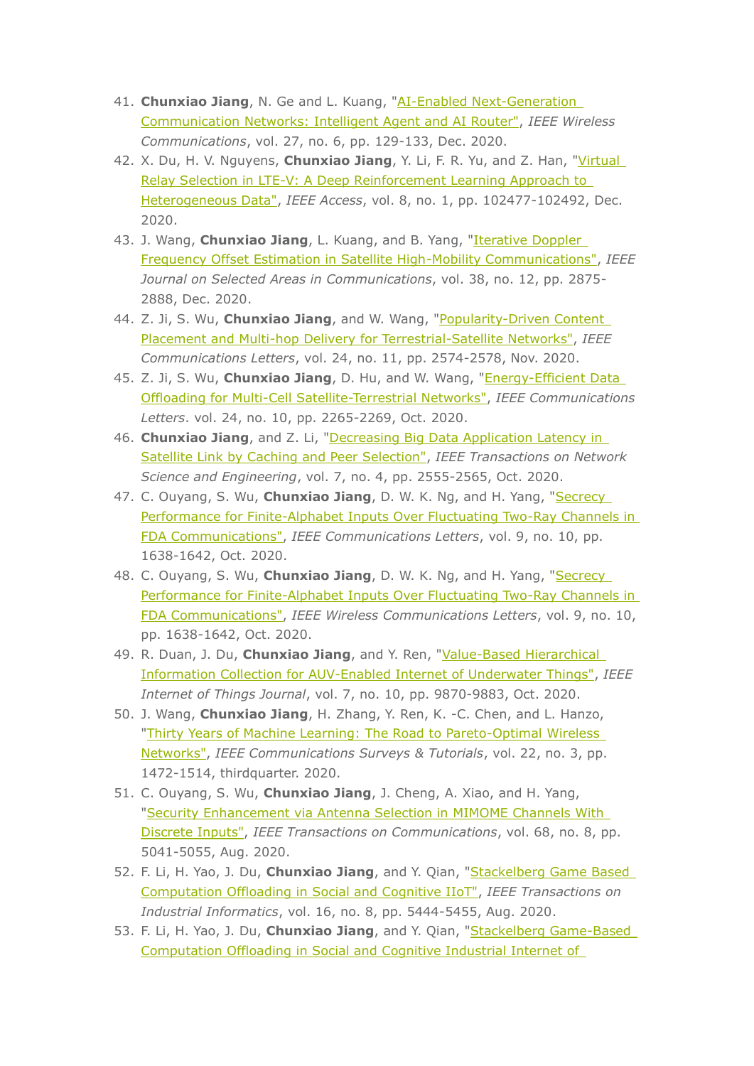41. **Chunxiao Jiang**, N. Ge and L. Kuang, "AI-Enabled Next-Generation Communication Networks: Intelligent Agent and AI Router", *IEEE Wireless Communications*, vol. 27, no. 6, pp. 129-133, Dec. 2020.
42. X. Du, H. V. Nguyens, **Chunxiao Jiang**, Y. Li, F. R. Yu, and Z. Han, "Virtual Relay Selection in LTE-V: A Deep Reinforcement Learning Approach to Heterogeneous Data", *IEEE Access*, vol. 8, no. 1, pp. 102477-102492, Dec. 2020.
43. J. Wang, **Chunxiao Jiang**, L. Kuang, and B. Yang, "Iterative Doppler Frequency Offset Estimation in Satellite High-Mobility Communications", *IEEE Journal on Selected Areas in Communications*, vol. 38, no. 12, pp. 2875-2888, Dec. 2020.
44. Z. Ji, S. Wu, **Chunxiao Jiang**, and W. Wang, "Popularity-Driven Content Placement and Multi-hop Delivery for Terrestrial-Satellite Networks", *IEEE Communications Letters*, vol. 24, no. 11, pp. 2574-2578, Nov. 2020.
45. Z. Ji, S. Wu, **Chunxiao Jiang**, D. Hu, and W. Wang, "Energy-Efficient Data Offloading for Multi-Cell Satellite-Terrestrial Networks", *IEEE Communications Letters*. vol. 24, no. 10, pp. 2265-2269, Oct. 2020.
46. **Chunxiao Jiang**, and Z. Li, "Decreasing Big Data Application Latency in Satellite Link by Caching and Peer Selection", *IEEE Transactions on Network Science and Engineering*, vol. 7, no. 4, pp. 2555-2565, Oct. 2020.
47. C. Ouyang, S. Wu, **Chunxiao Jiang**, D. W. K. Ng, and H. Yang, "Secrecy Performance for Finite-Alphabet Inputs Over Fluctuating Two-Ray Channels in FDA Communications", *IEEE Communications Letters*, vol. 9, no. 10, pp. 1638-1642, Oct. 2020.
48. C. Ouyang, S. Wu, **Chunxiao Jiang**, D. W. K. Ng, and H. Yang, "Secrecy Performance for Finite-Alphabet Inputs Over Fluctuating Two-Ray Channels in FDA Communications", *IEEE Wireless Communications Letters*, vol. 9, no. 10, pp. 1638-1642, Oct. 2020.
49. R. Duan, J. Du, **Chunxiao Jiang**, and Y. Ren, "Value-Based Hierarchical Information Collection for AUV-Enabled Internet of Underwater Things", *IEEE Internet of Things Journal*, vol. 7, no. 10, pp. 9870-9883, Oct. 2020.
50. J. Wang, **Chunxiao Jiang**, H. Zhang, Y. Ren, K. -C. Chen, and L. Hanzo, "Thirty Years of Machine Learning: The Road to Pareto-Optimal Wireless Networks", *IEEE Communications Surveys & Tutorials*, vol. 22, no. 3, pp. 1472-1514, thirdquarter. 2020.
51. C. Ouyang, S. Wu, **Chunxiao Jiang**, J. Cheng, A. Xiao, and H. Yang, "Security Enhancement via Antenna Selection in MIMOME Channels With Discrete Inputs", *IEEE Transactions on Communications*, vol. 68, no. 8, pp. 5041-5055, Aug. 2020.
52. F. Li, H. Yao, J. Du, **Chunxiao Jiang**, and Y. Qian, "Stackelberg Game Based Computation Offloading in Social and Cognitive IIoT", *IEEE Transactions on Industrial Informatics*, vol. 16, no. 8, pp. 5444-5455, Aug. 2020.
53. F. Li, H. Yao, J. Du, **Chunxiao Jiang**, and Y. Qian, "Stackelberg Game-Based Computation Offloading in Social and Cognitive Industrial Internet of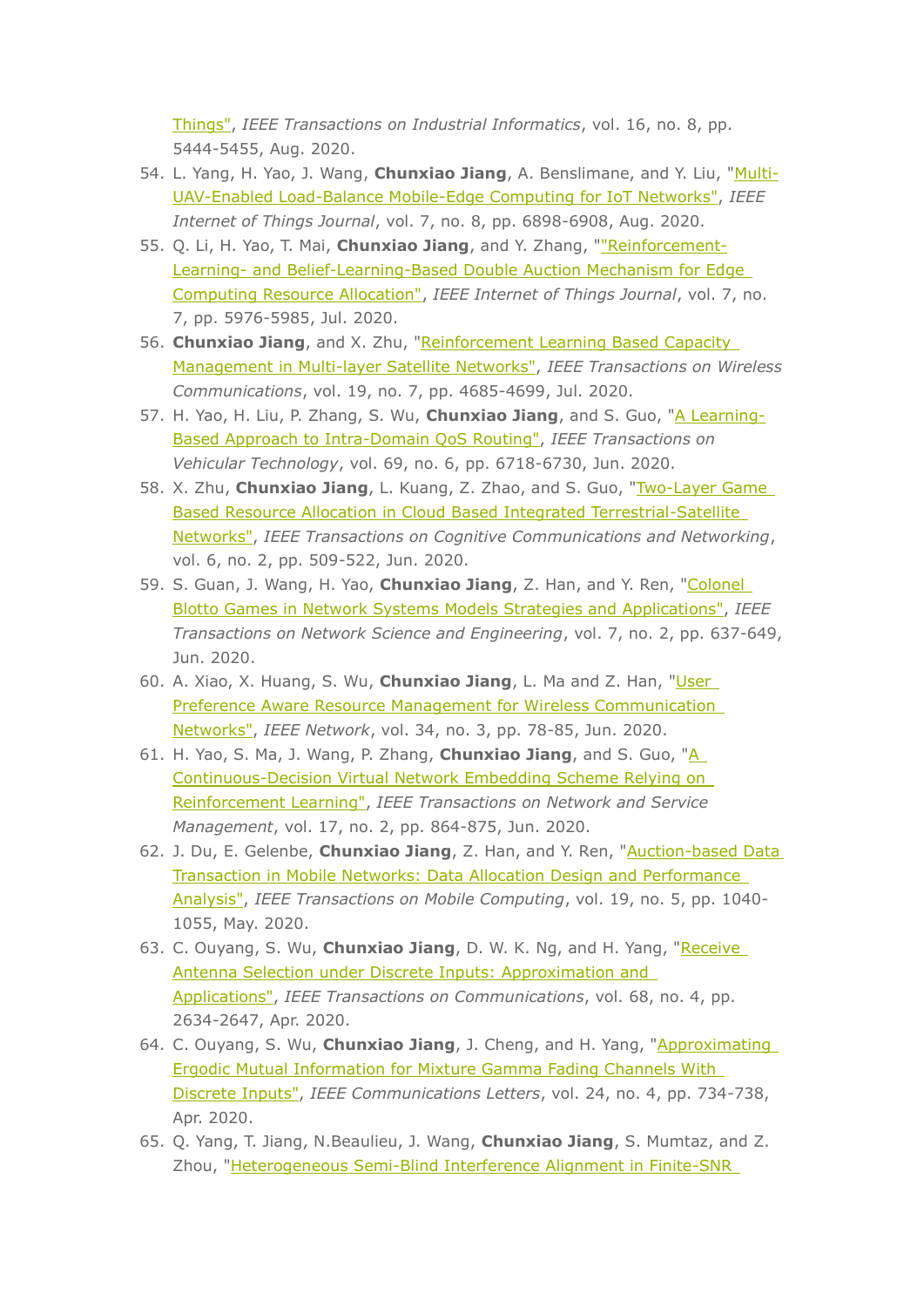Things", *IEEE Transactions on Industrial Informatics*, vol. 16, no. 8, pp. 5444-5455, Aug. 2020.

54. L. Yang, H. Yao, J. Wang, **Chunxiao Jiang**, A. Benslimane, and Y. Liu, "Multi-UAV-Enabled Load-Balance Mobile-Edge Computing for IoT Networks", *IEEE Internet of Things Journal*, vol. 7, no. 8, pp. 6898-6908, Aug. 2020.
55. Q. Li, H. Yao, T. Mai, **Chunxiao Jiang**, and Y. Zhang, ""Reinforcement-Learning- and Belief-Learning-Based Double Auction Mechanism for Edge Computing Resource Allocation", *IEEE Internet of Things Journal*, vol. 7, no. 7, pp. 5976-5985, Jul. 2020.
56. **Chunxiao Jiang**, and X. Zhu, "Reinforcement Learning Based Capacity Management in Multi-layer Satellite Networks", *IEEE Transactions on Wireless Communications*, vol. 19, no. 7, pp. 4685-4699, Jul. 2020.
57. H. Yao, H. Liu, P. Zhang, S. Wu, **Chunxiao Jiang**, and S. Guo, "A Learning-Based Approach to Intra-Domain QoS Routing", *IEEE Transactions on Vehicular Technology*, vol. 69, no. 6, pp. 6718-6730, Jun. 2020.
58. X. Zhu, **Chunxiao Jiang**, L. Kuang, Z. Zhao, and S. Guo, "Two-Layer Game Based Resource Allocation in Cloud Based Integrated Terrestrial-Satellite Networks", *IEEE Transactions on Cognitive Communications and Networking*, vol. 6, no. 2, pp. 509-522, Jun. 2020.
59. S. Guan, J. Wang, H. Yao, **Chunxiao Jiang**, Z. Han, and Y. Ren, "Colonel Blotto Games in Network Systems Models Strategies and Applications", *IEEE Transactions on Network Science and Engineering*, vol. 7, no. 2, pp. 637-649, Jun. 2020.
60. A. Xiao, X. Huang, S. Wu, **Chunxiao Jiang**, L. Ma and Z. Han, "User Preference Aware Resource Management for Wireless Communication Networks", *IEEE Network*, vol. 34, no. 3, pp. 78-85, Jun. 2020.
61. H. Yao, S. Ma, J. Wang, P. Zhang, **Chunxiao Jiang**, and S. Guo, "A Continuous-Decision Virtual Network Embedding Scheme Relying on Reinforcement Learning", *IEEE Transactions on Network and Service Management*, vol. 17, no. 2, pp. 864-875, Jun. 2020.
62. J. Du, E. Gelenbe, **Chunxiao Jiang**, Z. Han, and Y. Ren, "Auction-based Data Transaction in Mobile Networks: Data Allocation Design and Performance Analysis", *IEEE Transactions on Mobile Computing*, vol. 19, no. 5, pp. 1040-1055, May. 2020.
63. C. Ouyang, S. Wu, **Chunxiao Jiang**, D. W. K. Ng, and H. Yang, "Receive Antenna Selection under Discrete Inputs: Approximation and Applications", *IEEE Transactions on Communications*, vol. 68, no. 4, pp. 2634-2647, Apr. 2020.
64. C. Ouyang, S. Wu, **Chunxiao Jiang**, J. Cheng, and H. Yang, "Approximating Ergodic Mutual Information for Mixture Gamma Fading Channels With Discrete Inputs", *IEEE Communications Letters*, vol. 24, no. 4, pp. 734-738, Apr. 2020.
65. Q. Yang, T. Jiang, N.Beaulieu, J. Wang, **Chunxiao Jiang**, S. Mumtaz, and Z. Zhou, "Heterogeneous Semi-Blind Interference Alignment in Finite-SNR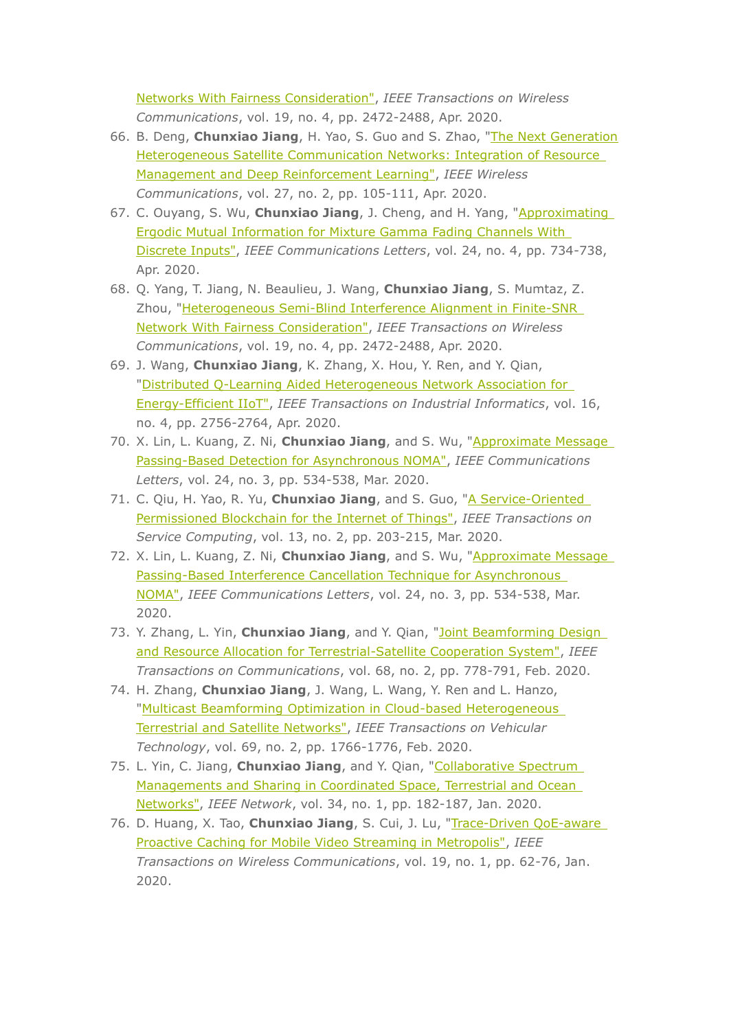Networks With Fairness Consideration", *IEEE Transactions on Wireless Communications*, vol. 19, no. 4, pp. 2472-2488, Apr. 2020.

66. B. Deng, **Chunxiao Jiang**, H. Yao, S. Guo and S. Zhao, "The Next Generation Heterogeneous Satellite Communication Networks: Integration of Resource Management and Deep Reinforcement Learning", *IEEE Wireless Communications*, vol. 27, no. 2, pp. 105-111, Apr. 2020.
67. C. Ouyang, S. Wu, **Chunxiao Jiang**, J. Cheng, and H. Yang, "Approximating Ergodic Mutual Information for Mixture Gamma Fading Channels With Discrete Inputs", *IEEE Communications Letters*, vol. 24, no. 4, pp. 734-738, Apr. 2020.
68. Q. Yang, T. Jiang, N. Beaulieu, J. Wang, **Chunxiao Jiang**, S. Mumtaz, Z. Zhou, "Heterogeneous Semi-Blind Interference Alignment in Finite-SNR Network With Fairness Consideration", *IEEE Transactions on Wireless Communications*, vol. 19, no. 4, pp. 2472-2488, Apr. 2020.
69. J. Wang, **Chunxiao Jiang**, K. Zhang, X. Hou, Y. Ren, and Y. Qian, "Distributed Q-Learning Aided Heterogeneous Network Association for Energy-Efficient IIoT", *IEEE Transactions on Industrial Informatics*, vol. 16, no. 4, pp. 2756-2764, Apr. 2020.
70. X. Lin, L. Kuang, Z. Ni, **Chunxiao Jiang**, and S. Wu, "Approximate Message Passing-Based Detection for Asynchronous NOMA", *IEEE Communications Letters*, vol. 24, no. 3, pp. 534-538, Mar. 2020.
71. C. Qiu, H. Yao, R. Yu, **Chunxiao Jiang**, and S. Guo, "A Service-Oriented Permissioned Blockchain for the Internet of Things", *IEEE Transactions on Service Computing*, vol. 13, no. 2, pp. 203-215, Mar. 2020.
72. X. Lin, L. Kuang, Z. Ni, **Chunxiao Jiang**, and S. Wu, "Approximate Message Passing-Based Interference Cancellation Technique for Asynchronous NOMA", *IEEE Communications Letters*, vol. 24, no. 3, pp. 534-538, Mar. 2020.
73. Y. Zhang, L. Yin, **Chunxiao Jiang**, and Y. Qian, "Joint Beamforming Design and Resource Allocation for Terrestrial-Satellite Cooperation System", *IEEE Transactions on Communications*, vol. 68, no. 2, pp. 778-791, Feb. 2020.
74. H. Zhang, **Chunxiao Jiang**, J. Wang, L. Wang, Y. Ren and L. Hanzo, "Multicast Beamforming Optimization in Cloud-based Heterogeneous Terrestrial and Satellite Networks", *IEEE Transactions on Vehicular Technology*, vol. 69, no. 2, pp. 1766-1776, Feb. 2020.
75. L. Yin, C. Jiang, **Chunxiao Jiang**, and Y. Qian, "Collaborative Spectrum Managements and Sharing in Coordinated Space, Terrestrial and Ocean Networks", *IEEE Network*, vol. 34, no. 1, pp. 182-187, Jan. 2020.
76. D. Huang, X. Tao, **Chunxiao Jiang**, S. Cui, J. Lu, "Trace-Driven QoE-aware Proactive Caching for Mobile Video Streaming in Metropolis", *IEEE Transactions on Wireless Communications*, vol. 19, no. 1, pp. 62-76, Jan. 2020.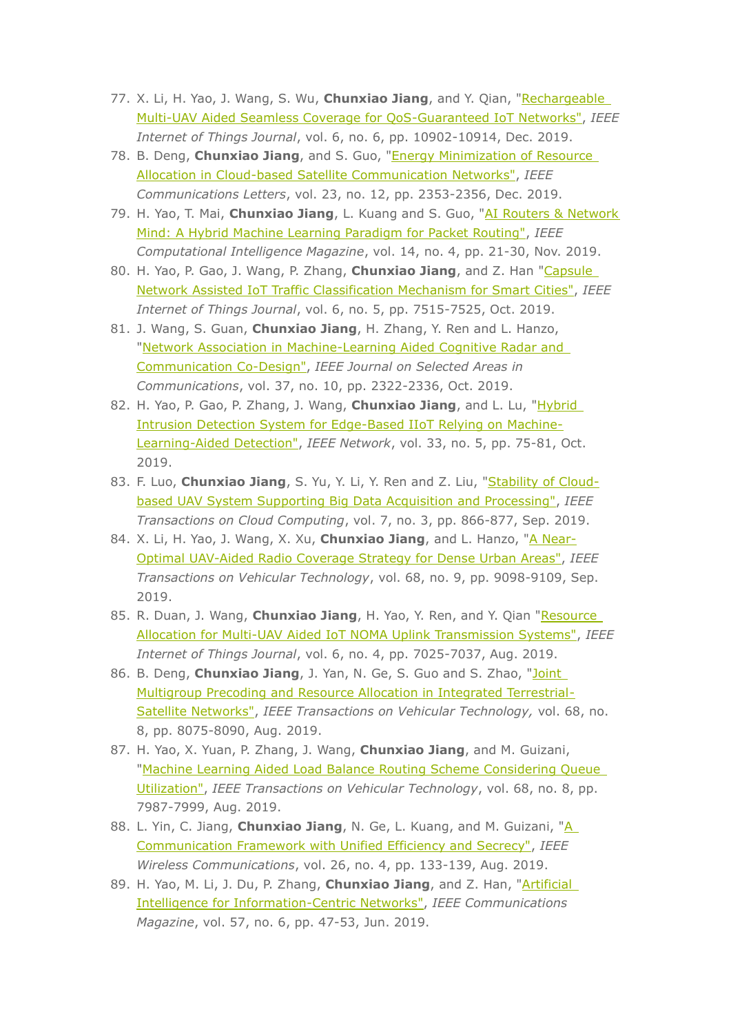77. X. Li, H. Yao, J. Wang, S. Wu, **Chunxiao Jiang**, and Y. Qian, "Rechargeable Multi-UAV Aided Seamless Coverage for QoS-Guaranteed IoT Networks", *IEEE Internet of Things Journal*, vol. 6, no. 6, pp. 10902-10914, Dec. 2019.
78. B. Deng, **Chunxiao Jiang**, and S. Guo, "Energy Minimization of Resource Allocation in Cloud-based Satellite Communication Networks", *IEEE Communications Letters*, vol. 23, no. 12, pp. 2353-2356, Dec. 2019.
79. H. Yao, T. Mai, **Chunxiao Jiang**, L. Kuang and S. Guo, "AI Routers & Network Mind: A Hybrid Machine Learning Paradigm for Packet Routing", *IEEE Computational Intelligence Magazine*, vol. 14, no. 4, pp. 21-30, Nov. 2019.
80. H. Yao, P. Gao, J. Wang, P. Zhang, **Chunxiao Jiang**, and Z. Han "Capsule Network Assisted IoT Traffic Classification Mechanism for Smart Cities", *IEEE Internet of Things Journal*, vol. 6, no. 5, pp. 7515-7525, Oct. 2019.
81. J. Wang, S. Guan, **Chunxiao Jiang**, H. Zhang, Y. Ren and L. Hanzo, "Network Association in Machine-Learning Aided Cognitive Radar and Communication Co-Design", *IEEE Journal on Selected Areas in Communications*, vol. 37, no. 10, pp. 2322-2336, Oct. 2019.
82. H. Yao, P. Gao, P. Zhang, J. Wang, **Chunxiao Jiang**, and L. Lu, "Hybrid Intrusion Detection System for Edge-Based IIoT Relying on Machine-Learning-Aided Detection", *IEEE Network*, vol. 33, no. 5, pp. 75-81, Oct. 2019.
83. F. Luo, **Chunxiao Jiang**, S. Yu, Y. Li, Y. Ren and Z. Liu, "Stability of Cloud-based UAV System Supporting Big Data Acquisition and Processing", *IEEE Transactions on Cloud Computing*, vol. 7, no. 3, pp. 866-877, Sep. 2019.
84. X. Li, H. Yao, J. Wang, X. Xu, **Chunxiao Jiang**, and L. Hanzo, "A Near-Optimal UAV-Aided Radio Coverage Strategy for Dense Urban Areas", *IEEE Transactions on Vehicular Technology*, vol. 68, no. 9, pp. 9098-9109, Sep. 2019.
85. R. Duan, J. Wang, **Chunxiao Jiang**, H. Yao, Y. Ren, and Y. Qian "Resource Allocation for Multi-UAV Aided IoT NOMA Uplink Transmission Systems", *IEEE Internet of Things Journal*, vol. 6, no. 4, pp. 7025-7037, Aug. 2019.
86. B. Deng, **Chunxiao Jiang**, J. Yan, N. Ge, S. Guo and S. Zhao, "Joint Multigroup Precoding and Resource Allocation in Integrated Terrestrial-Satellite Networks", *IEEE Transactions on Vehicular Technology,* vol. 68, no. 8, pp. 8075-8090, Aug. 2019.
87. H. Yao, X. Yuan, P. Zhang, J. Wang, **Chunxiao Jiang**, and M. Guizani, "Machine Learning Aided Load Balance Routing Scheme Considering Queue Utilization", *IEEE Transactions on Vehicular Technology*, vol. 68, no. 8, pp. 7987-7999, Aug. 2019.
88. L. Yin, C. Jiang, **Chunxiao Jiang**, N. Ge, L. Kuang, and M. Guizani, "A Communication Framework with Unified Efficiency and Secrecy", *IEEE Wireless Communications*, vol. 26, no. 4, pp. 133-139, Aug. 2019.
89. H. Yao, M. Li, J. Du, P. Zhang, **Chunxiao Jiang**, and Z. Han, "Artificial Intelligence for Information-Centric Networks", *IEEE Communications Magazine*, vol. 57, no. 6, pp. 47-53, Jun. 2019.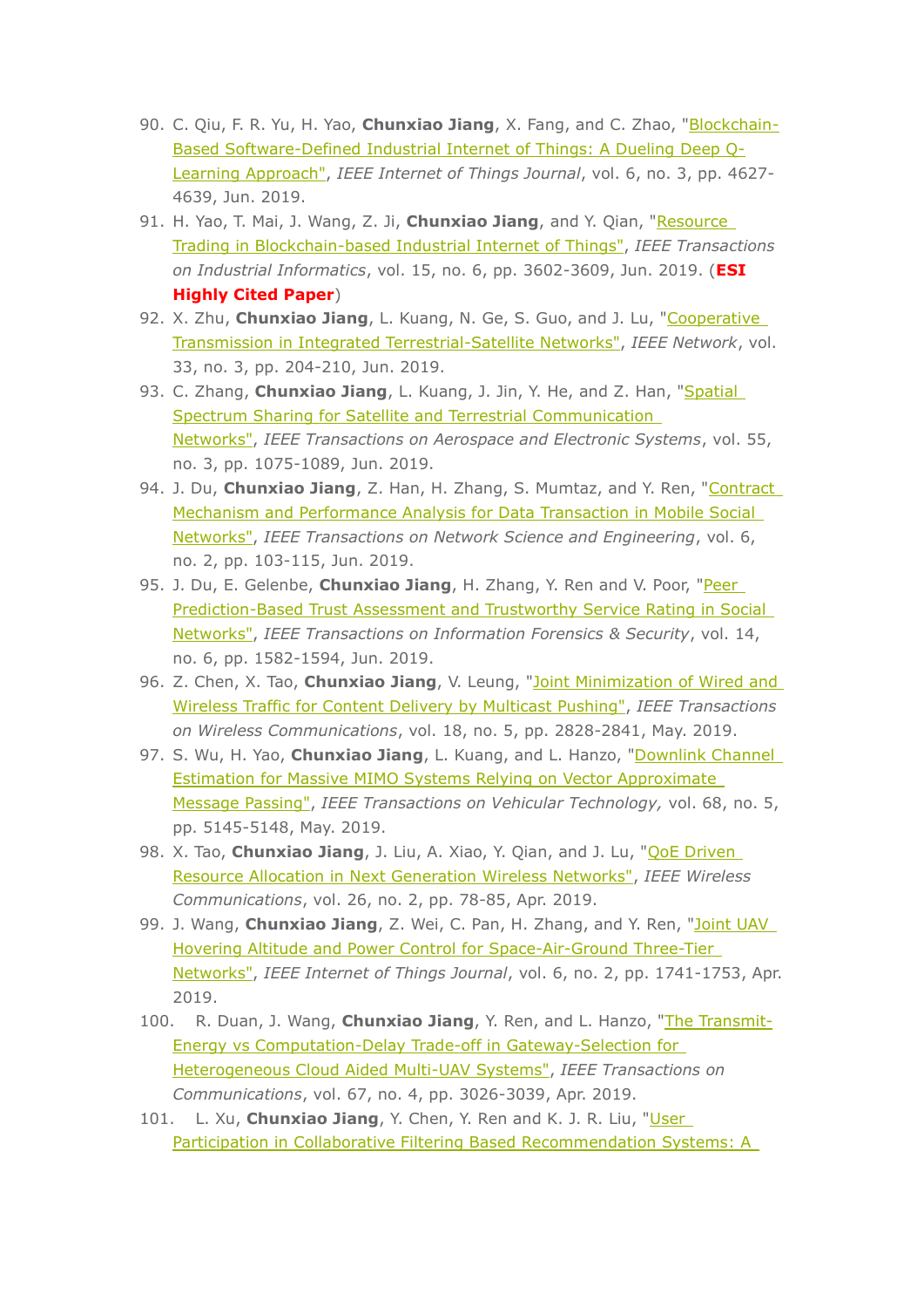90. C. Qiu, F. R. Yu, H. Yao, **Chunxiao Jiang**, X. Fang, and C. Zhao, "Blockchain-Based Software-Defined Industrial Internet of Things: A Dueling Deep Q-Learning Approach", *IEEE Internet of Things Journal*, vol. 6, no. 3, pp. 4627-4639, Jun. 2019.
91. H. Yao, T. Mai, J. Wang, Z. Ji, **Chunxiao Jiang**, and Y. Qian, "Resource Trading in Blockchain-based Industrial Internet of Things", *IEEE Transactions on Industrial Informatics*, vol. 15, no. 6, pp. 3602-3609, Jun. 2019. (**ESI Highly Cited Paper**)
92. X. Zhu, **Chunxiao Jiang**, L. Kuang, N. Ge, S. Guo, and J. Lu, "Cooperative Transmission in Integrated Terrestrial-Satellite Networks", *IEEE Network*, vol. 33, no. 3, pp. 204-210, Jun. 2019.
93. C. Zhang, **Chunxiao Jiang**, L. Kuang, J. Jin, Y. He, and Z. Han, "Spatial Spectrum Sharing for Satellite and Terrestrial Communication Networks", *IEEE Transactions on Aerospace and Electronic Systems*, vol. 55, no. 3, pp. 1075-1089, Jun. 2019.
94. J. Du, **Chunxiao Jiang**, Z. Han, H. Zhang, S. Mumtaz, and Y. Ren, "Contract Mechanism and Performance Analysis for Data Transaction in Mobile Social Networks", *IEEE Transactions on Network Science and Engineering*, vol. 6, no. 2, pp. 103-115, Jun. 2019.
95. J. Du, E. Gelenbe, **Chunxiao Jiang**, H. Zhang, Y. Ren and V. Poor, "Peer Prediction-Based Trust Assessment and Trustworthy Service Rating in Social Networks", *IEEE Transactions on Information Forensics & Security*, vol. 14, no. 6, pp. 1582-1594, Jun. 2019.
96. Z. Chen, X. Tao, **Chunxiao Jiang**, V. Leung, "Joint Minimization of Wired and Wireless Traffic for Content Delivery by Multicast Pushing", *IEEE Transactions on Wireless Communications*, vol. 18, no. 5, pp. 2828-2841, May. 2019.
97. S. Wu, H. Yao, **Chunxiao Jiang**, L. Kuang, and L. Hanzo, "Downlink Channel Estimation for Massive MIMO Systems Relying on Vector Approximate Message Passing", *IEEE Transactions on Vehicular Technology,* vol. 68, no. 5, pp. 5145-5148, May. 2019.
98. X. Tao, **Chunxiao Jiang**, J. Liu, A. Xiao, Y. Qian, and J. Lu, "QoE Driven Resource Allocation in Next Generation Wireless Networks", *IEEE Wireless Communications*, vol. 26, no. 2, pp. 78-85, Apr. 2019.
99. J. Wang, **Chunxiao Jiang**, Z. Wei, C. Pan, H. Zhang, and Y. Ren, "Joint UAV Hovering Altitude and Power Control for Space-Air-Ground Three-Tier Networks", *IEEE Internet of Things Journal*, vol. 6, no. 2, pp. 1741-1753, Apr. 2019.
100. R. Duan, J. Wang, **Chunxiao Jiang**, Y. Ren, and L. Hanzo, "The Transmit-Energy vs Computation-Delay Trade-off in Gateway-Selection for Heterogeneous Cloud Aided Multi-UAV Systems", *IEEE Transactions on Communications*, vol. 67, no. 4, pp. 3026-3039, Apr. 2019.
101. L. Xu, **Chunxiao Jiang**, Y. Chen, Y. Ren and K. J. R. Liu, "User Participation in Collaborative Filtering Based Recommendation Systems: A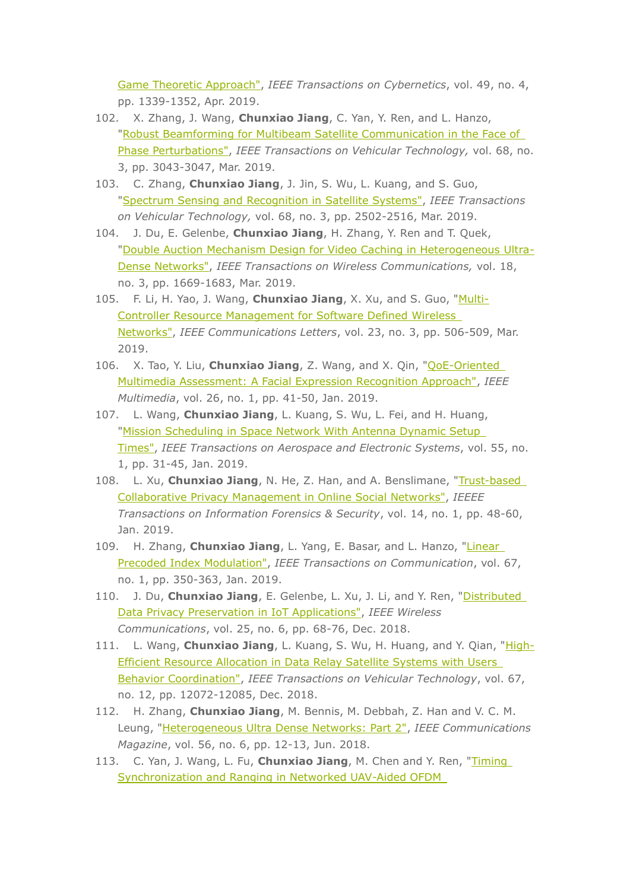Game Theoretic Approach", *IEEE Transactions on Cybernetics*, vol. 49, no. 4, pp. 1339-1352, Apr. 2019.

102. X. Zhang, J. Wang, **Chunxiao Jiang**, C. Yan, Y. Ren, and L. Hanzo, "Robust Beamforming for Multibeam Satellite Communication in the Face of Phase Perturbations", *IEEE Transactions on Vehicular Technology,* vol. 68, no. 3, pp. 3043-3047, Mar. 2019.
103. C. Zhang, **Chunxiao Jiang**, J. Jin, S. Wu, L. Kuang, and S. Guo, "Spectrum Sensing and Recognition in Satellite Systems", *IEEE Transactions on Vehicular Technology,* vol. 68, no. 3, pp. 2502-2516, Mar. 2019.
104. J. Du, E. Gelenbe, **Chunxiao Jiang**, H. Zhang, Y. Ren and T. Quek, "Double Auction Mechanism Design for Video Caching in Heterogeneous Ultra-Dense Networks", *IEEE Transactions on Wireless Communications,* vol. 18, no. 3, pp. 1669-1683, Mar. 2019.
105. F. Li, H. Yao, J. Wang, **Chunxiao Jiang**, X. Xu, and S. Guo, "Multi-Controller Resource Management for Software Defined Wireless Networks", *IEEE Communications Letters*, vol. 23, no. 3, pp. 506-509, Mar. 2019.
106. X. Tao, Y. Liu, **Chunxiao Jiang**, Z. Wang, and X. Qin, "QoE-Oriented Multimedia Assessment: A Facial Expression Recognition Approach", *IEEE Multimedia*, vol. 26, no. 1, pp. 41-50, Jan. 2019.
107. L. Wang, **Chunxiao Jiang**, L. Kuang, S. Wu, L. Fei, and H. Huang, "Mission Scheduling in Space Network With Antenna Dynamic Setup Times", *IEEE Transactions on Aerospace and Electronic Systems*, vol. 55, no. 1, pp. 31-45, Jan. 2019.
108. L. Xu, **Chunxiao Jiang**, N. He, Z. Han, and A. Benslimane, "Trust-based Collaborative Privacy Management in Online Social Networks", *IEEEE Transactions on Information Forensics & Security*, vol. 14, no. 1, pp. 48-60, Jan. 2019.
109. H. Zhang, **Chunxiao Jiang**, L. Yang, E. Basar, and L. Hanzo, "Linear Precoded Index Modulation", *IEEE Transactions on Communication*, vol. 67, no. 1, pp. 350-363, Jan. 2019.
110. J. Du, **Chunxiao Jiang**, E. Gelenbe, L. Xu, J. Li, and Y. Ren, "Distributed Data Privacy Preservation in IoT Applications", *IEEE Wireless Communications*, vol. 25, no. 6, pp. 68-76, Dec. 2018.
111. L. Wang, **Chunxiao Jiang**, L. Kuang, S. Wu, H. Huang, and Y. Qian, "High-Efficient Resource Allocation in Data Relay Satellite Systems with Users Behavior Coordination", *IEEE Transactions on Vehicular Technology*, vol. 67, no. 12, pp. 12072-12085, Dec. 2018.
112. H. Zhang, **Chunxiao Jiang**, M. Bennis, M. Debbah, Z. Han and V. C. M. Leung, "Heterogeneous Ultra Dense Networks: Part 2", *IEEE Communications Magazine*, vol. 56, no. 6, pp. 12-13, Jun. 2018.
113. C. Yan, J. Wang, L. Fu, **Chunxiao Jiang**, M. Chen and Y. Ren, "Timing Synchronization and Ranging in Networked UAV-Aided OFDM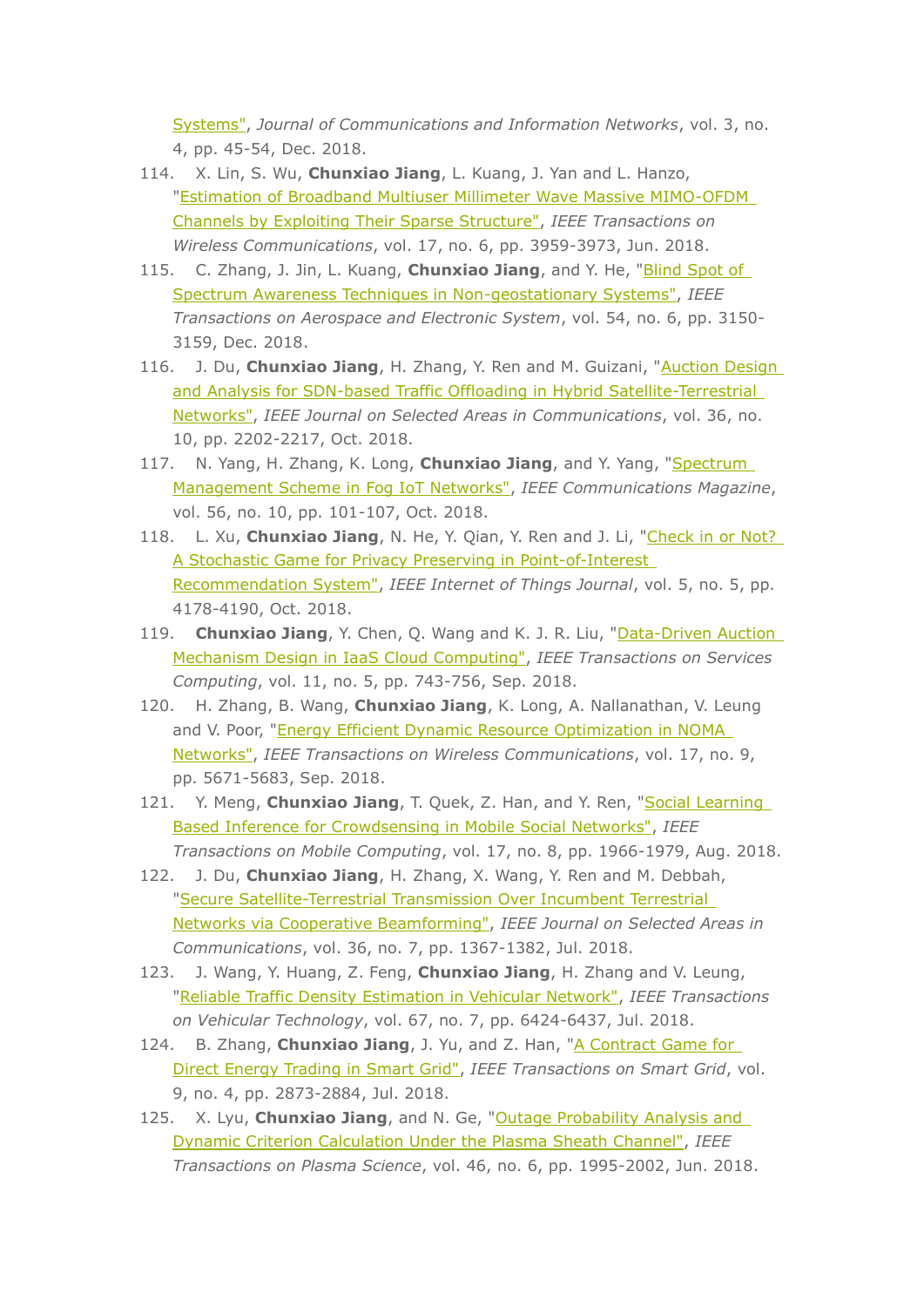Systems", *Journal of Communications and Information Networks*, vol. 3, no. 4, pp. 45-54, Dec. 2018.

114. X. Lin, S. Wu, **Chunxiao Jiang**, L. Kuang, J. Yan and L. Hanzo, "Estimation of Broadband Multiuser Millimeter Wave Massive MIMO-OFDM Channels by Exploiting Their Sparse Structure", *IEEE Transactions on Wireless Communications*, vol. 17, no. 6, pp. 3959-3973, Jun. 2018.
115. C. Zhang, J. Jin, L. Kuang, **Chunxiao Jiang**, and Y. He, "Blind Spot of Spectrum Awareness Techniques in Non-geostationary Systems", *IEEE Transactions on Aerospace and Electronic System*, vol. 54, no. 6, pp. 3150-3159, Dec. 2018.
116. J. Du, **Chunxiao Jiang**, H. Zhang, Y. Ren and M. Guizani, "Auction Design and Analysis for SDN-based Traffic Offloading in Hybrid Satellite-Terrestrial Networks", *IEEE Journal on Selected Areas in Communications*, vol. 36, no. 10, pp. 2202-2217, Oct. 2018.
117. N. Yang, H. Zhang, K. Long, **Chunxiao Jiang**, and Y. Yang, "Spectrum Management Scheme in Fog IoT Networks", *IEEE Communications Magazine*, vol. 56, no. 10, pp. 101-107, Oct. 2018.
118. L. Xu, **Chunxiao Jiang**, N. He, Y. Qian, Y. Ren and J. Li, "Check in or Not? A Stochastic Game for Privacy Preserving in Point-of-Interest Recommendation System", *IEEE Internet of Things Journal*, vol. 5, no. 5, pp. 4178-4190, Oct. 2018.
119. **Chunxiao Jiang**, Y. Chen, Q. Wang and K. J. R. Liu, "Data-Driven Auction Mechanism Design in IaaS Cloud Computing", *IEEE Transactions on Services Computing*, vol. 11, no. 5, pp. 743-756, Sep. 2018.
120. H. Zhang, B. Wang, **Chunxiao Jiang**, K. Long, A. Nallanathan, V. Leung and V. Poor, "Energy Efficient Dynamic Resource Optimization in NOMA Networks", *IEEE Transactions on Wireless Communications*, vol. 17, no. 9, pp. 5671-5683, Sep. 2018.
121. Y. Meng, **Chunxiao Jiang**, T. Quek, Z. Han, and Y. Ren, "Social Learning Based Inference for Crowdsensing in Mobile Social Networks", *IEEE Transactions on Mobile Computing*, vol. 17, no. 8, pp. 1966-1979, Aug. 2018.
122. J. Du, **Chunxiao Jiang**, H. Zhang, X. Wang, Y. Ren and M. Debbah, "Secure Satellite-Terrestrial Transmission Over Incumbent Terrestrial Networks via Cooperative Beamforming", *IEEE Journal on Selected Areas in Communications*, vol. 36, no. 7, pp. 1367-1382, Jul. 2018.
123. J. Wang, Y. Huang, Z. Feng, **Chunxiao Jiang**, H. Zhang and V. Leung, "Reliable Traffic Density Estimation in Vehicular Network", *IEEE Transactions on Vehicular Technology*, vol. 67, no. 7, pp. 6424-6437, Jul. 2018.
124. B. Zhang, **Chunxiao Jiang**, J. Yu, and Z. Han, "A Contract Game for Direct Energy Trading in Smart Grid", *IEEE Transactions on Smart Grid*, vol. 9, no. 4, pp. 2873-2884, Jul. 2018.
125. X. Lyu, **Chunxiao Jiang**, and N. Ge, "Outage Probability Analysis and Dynamic Criterion Calculation Under the Plasma Sheath Channel", *IEEE Transactions on Plasma Science*, vol. 46, no. 6, pp. 1995-2002, Jun. 2018.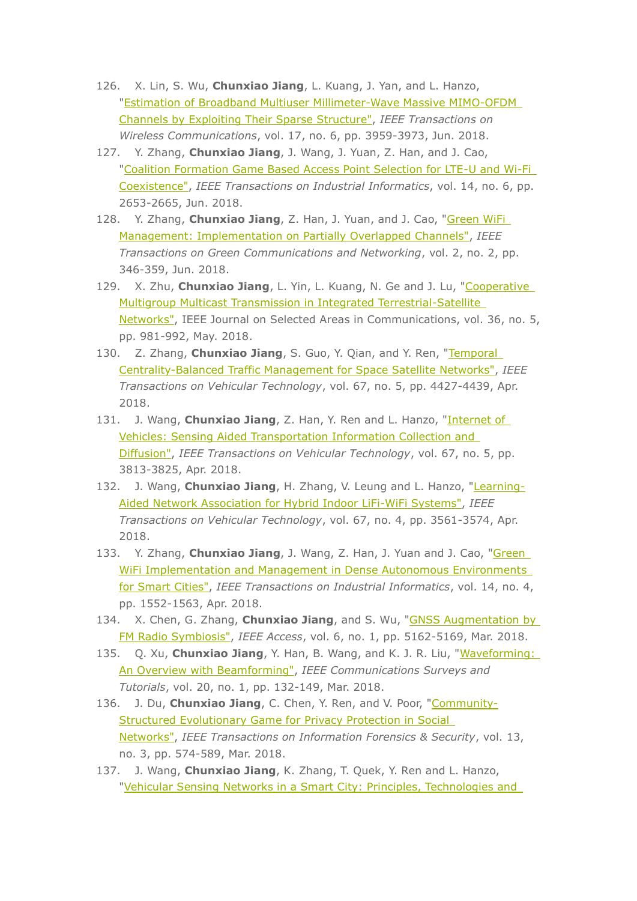126. X. Lin, S. Wu, **Chunxiao Jiang**, L. Kuang, J. Yan, and L. Hanzo, "Estimation of Broadband Multiuser Millimeter-Wave Massive MIMO-OFDM Channels by Exploiting Their Sparse Structure", *IEEE Transactions on Wireless Communications*, vol. 17, no. 6, pp. 3959-3973, Jun. 2018.
127. Y. Zhang, **Chunxiao Jiang**, J. Wang, J. Yuan, Z. Han, and J. Cao, "Coalition Formation Game Based Access Point Selection for LTE-U and Wi-Fi Coexistence", *IEEE Transactions on Industrial Informatics*, vol. 14, no. 6, pp. 2653-2665, Jun. 2018.
128. Y. Zhang, **Chunxiao Jiang**, Z. Han, J. Yuan, and J. Cao, "Green WiFi Management: Implementation on Partially Overlapped Channels", *IEEE Transactions on Green Communications and Networking*, vol. 2, no. 2, pp. 346-359, Jun. 2018.
129. X. Zhu, **Chunxiao Jiang**, L. Yin, L. Kuang, N. Ge and J. Lu, "Cooperative Multigroup Multicast Transmission in Integrated Terrestrial-Satellite Networks", IEEE Journal on Selected Areas in Communications, vol. 36, no. 5, pp. 981-992, May. 2018.
130. Z. Zhang, **Chunxiao Jiang**, S. Guo, Y. Qian, and Y. Ren, "Temporal Centrality-Balanced Traffic Management for Space Satellite Networks", *IEEE Transactions on Vehicular Technology*, vol. 67, no. 5, pp. 4427-4439, Apr. 2018.
131. J. Wang, **Chunxiao Jiang**, Z. Han, Y. Ren and L. Hanzo, "Internet of Vehicles: Sensing Aided Transportation Information Collection and Diffusion", *IEEE Transactions on Vehicular Technology*, vol. 67, no. 5, pp. 3813-3825, Apr. 2018.
132. J. Wang, **Chunxiao Jiang**, H. Zhang, V. Leung and L. Hanzo, "Learning-Aided Network Association for Hybrid Indoor LiFi-WiFi Systems", *IEEE Transactions on Vehicular Technology*, vol. 67, no. 4, pp. 3561-3574, Apr. 2018.
133. Y. Zhang, **Chunxiao Jiang**, J. Wang, Z. Han, J. Yuan and J. Cao, "Green WiFi Implementation and Management in Dense Autonomous Environments for Smart Cities", *IEEE Transactions on Industrial Informatics*, vol. 14, no. 4, pp. 1552-1563, Apr. 2018.
134. X. Chen, G. Zhang, **Chunxiao Jiang**, and S. Wu, "GNSS Augmentation by FM Radio Symbiosis", *IEEE Access*, vol. 6, no. 1, pp. 5162-5169, Mar. 2018.
135. Q. Xu, **Chunxiao Jiang**, Y. Han, B. Wang, and K. J. R. Liu, "Waveforming: An Overview with Beamforming", *IEEE Communications Surveys and Tutorials*, vol. 20, no. 1, pp. 132-149, Mar. 2018.
136. J. Du, **Chunxiao Jiang**, C. Chen, Y. Ren, and V. Poor, "Community-Structured Evolutionary Game for Privacy Protection in Social Networks", *IEEE Transactions on Information Forensics & Security*, vol. 13, no. 3, pp. 574-589, Mar. 2018.
137. J. Wang, **Chunxiao Jiang**, K. Zhang, T. Quek, Y. Ren and L. Hanzo, "Vehicular Sensing Networks in a Smart City: Principles, Technologies and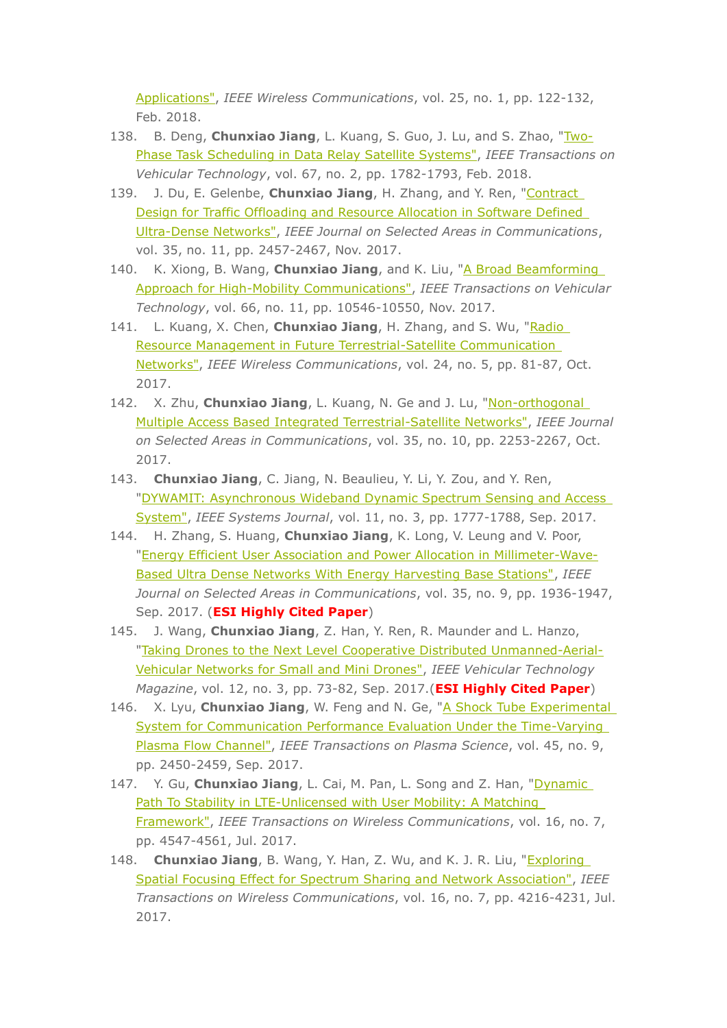Applications", *IEEE Wireless Communications*, vol. 25, no. 1, pp. 122-132, Feb. 2018.

138. B. Deng, **Chunxiao Jiang**, L. Kuang, S. Guo, J. Lu, and S. Zhao, "Two-Phase Task Scheduling in Data Relay Satellite Systems", *IEEE Transactions on Vehicular Technology*, vol. 67, no. 2, pp. 1782-1793, Feb. 2018.
139. J. Du, E. Gelenbe, **Chunxiao Jiang**, H. Zhang, and Y. Ren, "Contract Design for Traffic Offloading and Resource Allocation in Software Defined Ultra-Dense Networks", *IEEE Journal on Selected Areas in Communications*, vol. 35, no. 11, pp. 2457-2467, Nov. 2017.
140. K. Xiong, B. Wang, **Chunxiao Jiang**, and K. Liu, "A Broad Beamforming Approach for High-Mobility Communications", *IEEE Transactions on Vehicular Technology*, vol. 66, no. 11, pp. 10546-10550, Nov. 2017.
141. L. Kuang, X. Chen, **Chunxiao Jiang**, H. Zhang, and S. Wu, "Radio Resource Management in Future Terrestrial-Satellite Communication Networks", *IEEE Wireless Communications*, vol. 24, no. 5, pp. 81-87, Oct. 2017.
142. X. Zhu, **Chunxiao Jiang**, L. Kuang, N. Ge and J. Lu, "Non-orthogonal Multiple Access Based Integrated Terrestrial-Satellite Networks", *IEEE Journal on Selected Areas in Communications*, vol. 35, no. 10, pp. 2253-2267, Oct. 2017.
143. **Chunxiao Jiang**, C. Jiang, N. Beaulieu, Y. Li, Y. Zou, and Y. Ren, "DYWAMIT: Asynchronous Wideband Dynamic Spectrum Sensing and Access System", *IEEE Systems Journal*, vol. 11, no. 3, pp. 1777-1788, Sep. 2017.
144. H. Zhang, S. Huang, **Chunxiao Jiang**, K. Long, V. Leung and V. Poor, "Energy Efficient User Association and Power Allocation in Millimeter-Wave-Based Ultra Dense Networks With Energy Harvesting Base Stations", *IEEE Journal on Selected Areas in Communications*, vol. 35, no. 9, pp. 1936-1947, Sep. 2017. (**ESI Highly Cited Paper**)
145. J. Wang, **Chunxiao Jiang**, Z. Han, Y. Ren, R. Maunder and L. Hanzo, "Taking Drones to the Next Level Cooperative Distributed Unmanned-Aerial-Vehicular Networks for Small and Mini Drones", *IEEE Vehicular Technology Magazine*, vol. 12, no. 3, pp. 73-82, Sep. 2017.(**ESI Highly Cited Paper**)
146. X. Lyu, **Chunxiao Jiang**, W. Feng and N. Ge, "A Shock Tube Experimental System for Communication Performance Evaluation Under the Time-Varying Plasma Flow Channel", *IEEE Transactions on Plasma Science*, vol. 45, no. 9, pp. 2450-2459, Sep. 2017.
147. Y. Gu, **Chunxiao Jiang**, L. Cai, M. Pan, L. Song and Z. Han, "Dynamic Path To Stability in LTE-Unlicensed with User Mobility: A Matching Framework", *IEEE Transactions on Wireless Communications*, vol. 16, no. 7, pp. 4547-4561, Jul. 2017.
148. **Chunxiao Jiang**, B. Wang, Y. Han, Z. Wu, and K. J. R. Liu, "Exploring Spatial Focusing Effect for Spectrum Sharing and Network Association", *IEEE Transactions on Wireless Communications*, vol. 16, no. 7, pp. 4216-4231, Jul. 2017.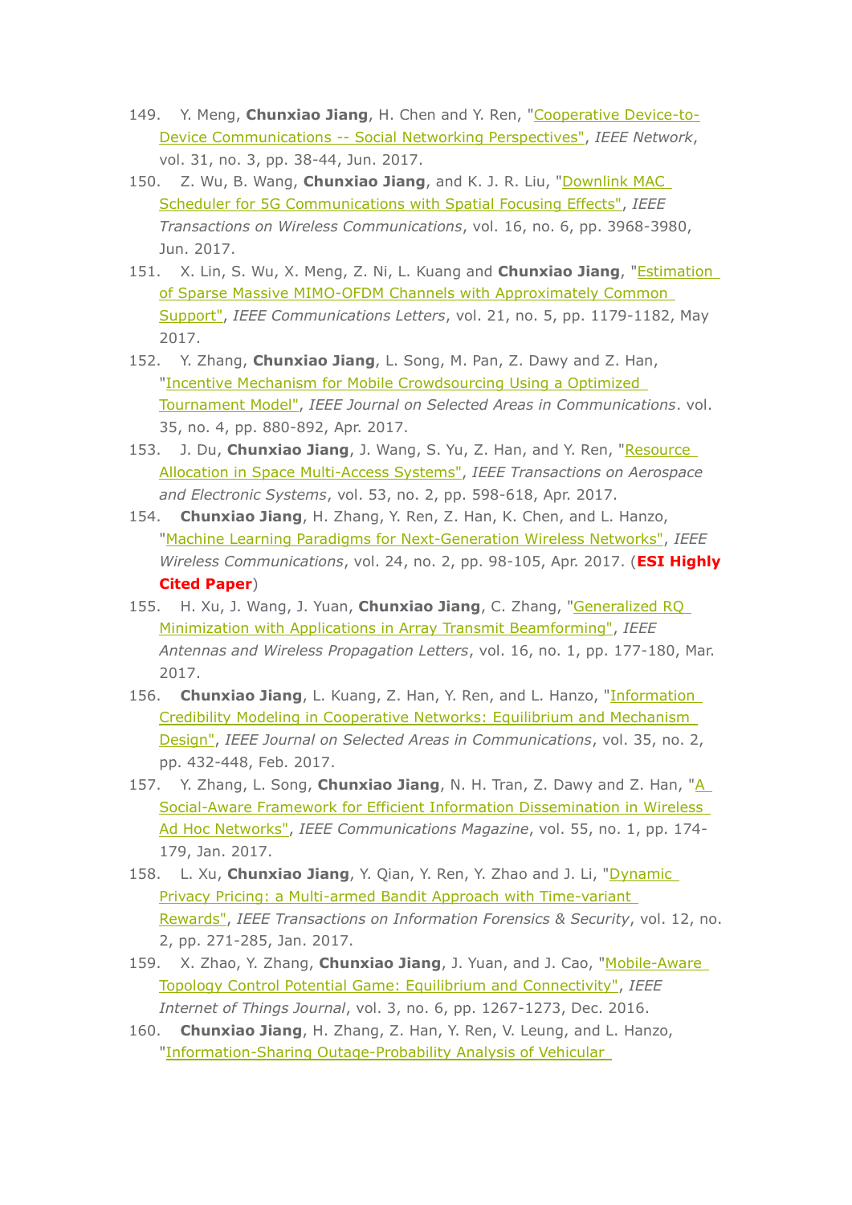149. Y. Meng, **Chunxiao Jiang**, H. Chen and Y. Ren, "Cooperative Device-to-Device Communications -- Social Networking Perspectives", *IEEE Network*, vol. 31, no. 3, pp. 38-44, Jun. 2017.
150. Z. Wu, B. Wang, **Chunxiao Jiang**, and K. J. R. Liu, "Downlink MAC Scheduler for 5G Communications with Spatial Focusing Effects", *IEEE Transactions on Wireless Communications*, vol. 16, no. 6, pp. 3968-3980, Jun. 2017.
151. X. Lin, S. Wu, X. Meng, Z. Ni, L. Kuang and **Chunxiao Jiang**, "Estimation of Sparse Massive MIMO-OFDM Channels with Approximately Common Support", *IEEE Communications Letters*, vol. 21, no. 5, pp. 1179-1182, May 2017.
152. Y. Zhang, **Chunxiao Jiang**, L. Song, M. Pan, Z. Dawy and Z. Han, "Incentive Mechanism for Mobile Crowdsourcing Using a Optimized Tournament Model", *IEEE Journal on Selected Areas in Communications*. vol. 35, no. 4, pp. 880-892, Apr. 2017.
153. J. Du, **Chunxiao Jiang**, J. Wang, S. Yu, Z. Han, and Y. Ren, "Resource Allocation in Space Multi-Access Systems", *IEEE Transactions on Aerospace and Electronic Systems*, vol. 53, no. 2, pp. 598-618, Apr. 2017.
154. **Chunxiao Jiang**, H. Zhang, Y. Ren, Z. Han, K. Chen, and L. Hanzo, "Machine Learning Paradigms for Next-Generation Wireless Networks", *IEEE Wireless Communications*, vol. 24, no. 2, pp. 98-105, Apr. 2017. (**ESI Highly Cited Paper**)
155. H. Xu, J. Wang, J. Yuan, **Chunxiao Jiang**, C. Zhang, "Generalized RQ Minimization with Applications in Array Transmit Beamforming", *IEEE Antennas and Wireless Propagation Letters*, vol. 16, no. 1, pp. 177-180, Mar. 2017.
156. **Chunxiao Jiang**, L. Kuang, Z. Han, Y. Ren, and L. Hanzo, "Information Credibility Modeling in Cooperative Networks: Equilibrium and Mechanism Design", *IEEE Journal on Selected Areas in Communications*, vol. 35, no. 2, pp. 432-448, Feb. 2017.
157. Y. Zhang, L. Song, **Chunxiao Jiang**, N. H. Tran, Z. Dawy and Z. Han, "A Social-Aware Framework for Efficient Information Dissemination in Wireless Ad Hoc Networks", *IEEE Communications Magazine*, vol. 55, no. 1, pp. 174-179, Jan. 2017.
158. L. Xu, **Chunxiao Jiang**, Y. Qian, Y. Ren, Y. Zhao and J. Li, "Dynamic Privacy Pricing: a Multi-armed Bandit Approach with Time-variant Rewards", *IEEE Transactions on Information Forensics & Security*, vol. 12, no. 2, pp. 271-285, Jan. 2017.
159. X. Zhao, Y. Zhang, **Chunxiao Jiang**, J. Yuan, and J. Cao, "Mobile-Aware Topology Control Potential Game: Equilibrium and Connectivity", *IEEE Internet of Things Journal*, vol. 3, no. 6, pp. 1267-1273, Dec. 2016.
160. **Chunxiao Jiang**, H. Zhang, Z. Han, Y. Ren, V. Leung, and L. Hanzo, "Information-Sharing Outage-Probability Analysis of Vehicular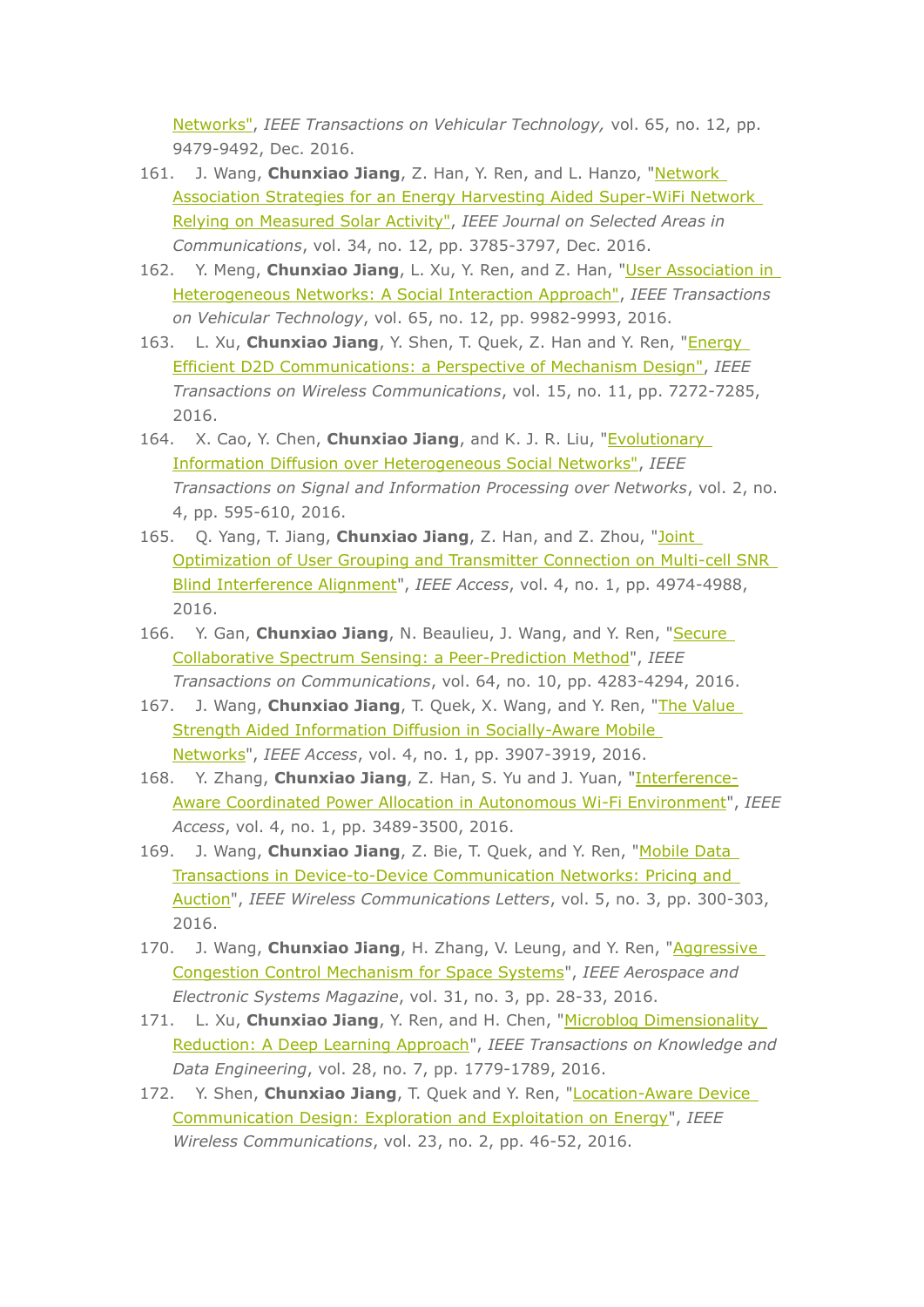Networks", *IEEE Transactions on Vehicular Technology,* vol. 65, no. 12, pp. 9479-9492, Dec. 2016.

161. J. Wang, **Chunxiao Jiang**, Z. Han, Y. Ren, and L. Hanzo, "Network Association Strategies for an Energy Harvesting Aided Super-WiFi Network Relying on Measured Solar Activity", *IEEE Journal on Selected Areas in Communications*, vol. 34, no. 12, pp. 3785-3797, Dec. 2016.
162. Y. Meng, **Chunxiao Jiang**, L. Xu, Y. Ren, and Z. Han, "User Association in Heterogeneous Networks: A Social Interaction Approach", *IEEE Transactions on Vehicular Technology*, vol. 65, no. 12, pp. 9982-9993, 2016.
163. L. Xu, **Chunxiao Jiang**, Y. Shen, T. Quek, Z. Han and Y. Ren, "Energy Efficient D2D Communications: a Perspective of Mechanism Design", *IEEE Transactions on Wireless Communications*, vol. 15, no. 11, pp. 7272-7285, 2016.
164. X. Cao, Y. Chen, **Chunxiao Jiang**, and K. J. R. Liu, "Evolutionary Information Diffusion over Heterogeneous Social Networks", *IEEE Transactions on Signal and Information Processing over Networks*, vol. 2, no. 4, pp. 595-610, 2016.
165. Q. Yang, T. Jiang, **Chunxiao Jiang**, Z. Han, and Z. Zhou, "Joint Optimization of User Grouping and Transmitter Connection on Multi-cell SNR Blind Interference Alignment", *IEEE Access*, vol. 4, no. 1, pp. 4974-4988, 2016.
166. Y. Gan, **Chunxiao Jiang**, N. Beaulieu, J. Wang, and Y. Ren, "Secure Collaborative Spectrum Sensing: a Peer-Prediction Method", *IEEE Transactions on Communications*, vol. 64, no. 10, pp. 4283-4294, 2016.
167. J. Wang, **Chunxiao Jiang**, T. Quek, X. Wang, and Y. Ren, "The Value Strength Aided Information Diffusion in Socially-Aware Mobile Networks", *IEEE Access*, vol. 4, no. 1, pp. 3907-3919, 2016.
168. Y. Zhang, **Chunxiao Jiang**, Z. Han, S. Yu and J. Yuan, "Interference-Aware Coordinated Power Allocation in Autonomous Wi-Fi Environment", *IEEE Access*, vol. 4, no. 1, pp. 3489-3500, 2016.
169. J. Wang, **Chunxiao Jiang**, Z. Bie, T. Quek, and Y. Ren, "Mobile Data Transactions in Device-to-Device Communication Networks: Pricing and Auction", *IEEE Wireless Communications Letters*, vol. 5, no. 3, pp. 300-303, 2016.
170. J. Wang, **Chunxiao Jiang**, H. Zhang, V. Leung, and Y. Ren, "Aggressive Congestion Control Mechanism for Space Systems", *IEEE Aerospace and Electronic Systems Magazine*, vol. 31, no. 3, pp. 28-33, 2016.
171. L. Xu, **Chunxiao Jiang**, Y. Ren, and H. Chen, "Microblog Dimensionality Reduction: A Deep Learning Approach", *IEEE Transactions on Knowledge and Data Engineering*, vol. 28, no. 7, pp. 1779-1789, 2016.
172. Y. Shen, **Chunxiao Jiang**, T. Quek and Y. Ren, "Location-Aware Device Communication Design: Exploration and Exploitation on Energy", *IEEE Wireless Communications*, vol. 23, no. 2, pp. 46-52, 2016.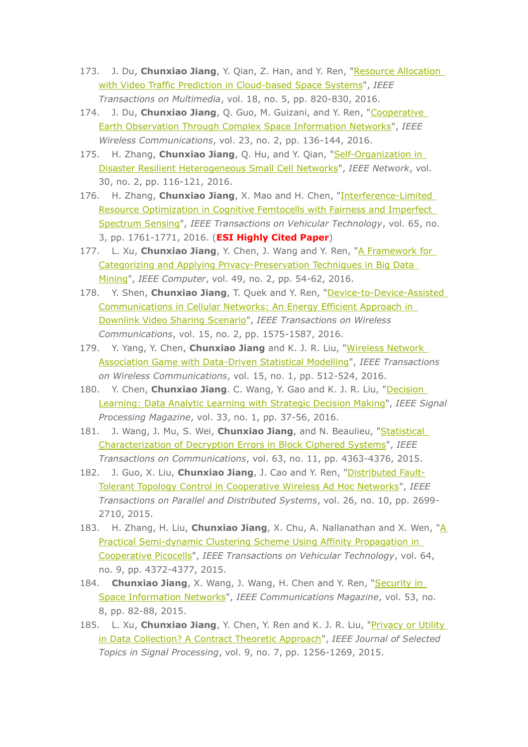173. J. Du, **Chunxiao Jiang**, Y. Qian, Z. Han, and Y. Ren, "Resource Allocation with Video Traffic Prediction in Cloud-based Space Systems", *IEEE Transactions on Multimedia*, vol. 18, no. 5, pp. 820-830, 2016.
174. J. Du, **Chunxiao Jiang**, Q. Guo, M. Guizani, and Y. Ren, "Cooperative Earth Observation Through Complex Space Information Networks", *IEEE Wireless Communications*, vol. 23, no. 2, pp. 136-144, 2016.
175. H. Zhang, **Chunxiao Jiang**, Q. Hu, and Y. Qian, "Self-Organization in Disaster Resilient Heterogeneous Small Cell Networks", *IEEE Network*, vol. 30, no. 2, pp. 116-121, 2016.
176. H. Zhang, **Chunxiao Jiang**, X. Mao and H. Chen, "Interference-Limited Resource Optimization in Cognitive Femtocells with Fairness and Imperfect Spectrum Sensing", *IEEE Transactions on Vehicular Technology*, vol. 65, no. 3, pp. 1761-1771, 2016. (**ESI Highly Cited Paper**)
177. L. Xu, **Chunxiao Jiang**, Y. Chen, J. Wang and Y. Ren, "A Framework for Categorizing and Applying Privacy-Preservation Techniques in Big Data Mining", *IEEE Computer*, vol. 49, no. 2, pp. 54-62, 2016.
178. Y. Shen, **Chunxiao Jiang**, T. Quek and Y. Ren, "Device-to-Device-Assisted Communications in Cellular Networks: An Energy Efficient Approach in Downlink Video Sharing Scenario", *IEEE Transactions on Wireless Communications*, vol. 15, no. 2, pp. 1575-1587, 2016.
179. Y. Yang, Y. Chen, **Chunxiao Jiang** and K. J. R. Liu, "Wireless Network Association Game with Data-Driven Statistical Modelling", *IEEE Transactions on Wireless Communications*, vol. 15, no. 1, pp. 512-524, 2016.
180. Y. Chen, **Chunxiao Jiang**. C. Wang, Y. Gao and K. J. R. Liu, "Decision Learning: Data Analytic Learning with Strategic Decision Making", *IEEE Signal Processing Magazine*, vol. 33, no. 1, pp. 37-56, 2016.
181. J. Wang, J. Mu, S. Wei, **Chunxiao Jiang**, and N. Beaulieu, "Statistical Characterization of Decryption Errors in Block Ciphered Systems", *IEEE Transactions on Communications*, vol. 63, no. 11, pp. 4363-4376, 2015.
182. J. Guo, X. Liu, **Chunxiao Jiang**, J. Cao and Y. Ren, "Distributed Fault-Tolerant Topology Control in Cooperative Wireless Ad Hoc Networks", *IEEE Transactions on Parallel and Distributed Systems*, vol. 26, no. 10, pp. 2699-2710, 2015.
183. H. Zhang, H. Liu, **Chunxiao Jiang**, X. Chu, A. Nallanathan and X. Wen, "A Practical Semi-dynamic Clustering Scheme Using Affinity Propagation in Cooperative Picocells", *IEEE Transactions on Vehicular Technology*, vol. 64, no. 9, pp. 4372-4377, 2015.
184. **Chunxiao Jiang**, X. Wang, J. Wang, H. Chen and Y. Ren, "Security in Space Information Networks", *IEEE Communications Magazine*, vol. 53, no. 8, pp. 82-88, 2015.
185. L. Xu, **Chunxiao Jiang**, Y. Chen, Y. Ren and K. J. R. Liu, "Privacy or Utility in Data Collection? A Contract Theoretic Approach", *IEEE Journal of Selected Topics in Signal Processing*, vol. 9, no. 7, pp. 1256-1269, 2015.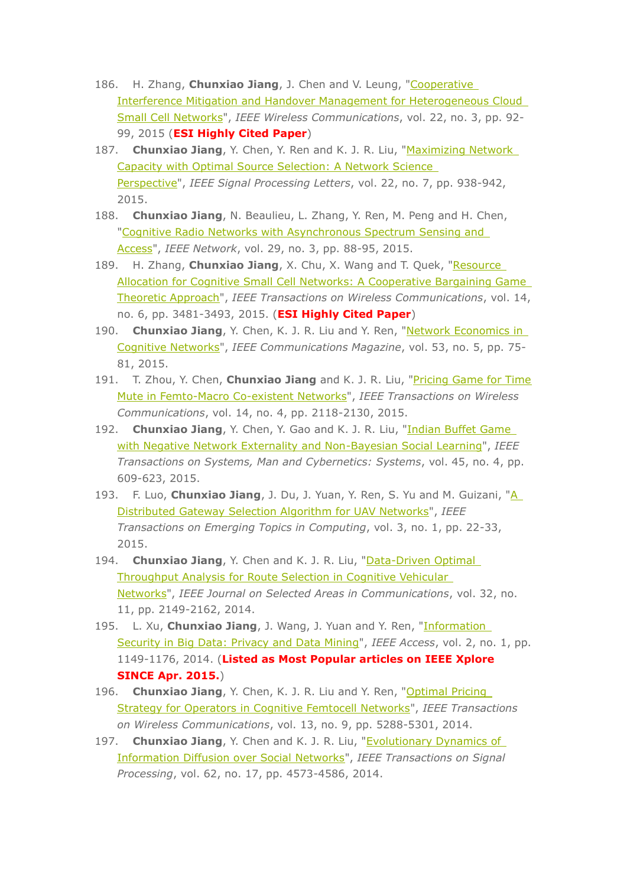186. H. Zhang, **Chunxiao Jiang**, J. Chen and V. Leung, "Cooperative Interference Mitigation and Handover Management for Heterogeneous Cloud Small Cell Networks", *IEEE Wireless Communications*, vol. 22, no. 3, pp. 92-99, 2015 (**ESI Highly Cited Paper**)
187. **Chunxiao Jiang**, Y. Chen, Y. Ren and K. J. R. Liu, "Maximizing Network Capacity with Optimal Source Selection: A Network Science Perspective", *IEEE Signal Processing Letters*, vol. 22, no. 7, pp. 938-942, 2015.
188. **Chunxiao Jiang**, N. Beaulieu, L. Zhang, Y. Ren, M. Peng and H. Chen, "Cognitive Radio Networks with Asynchronous Spectrum Sensing and Access", *IEEE Network*, vol. 29, no. 3, pp. 88-95, 2015.
189. H. Zhang, **Chunxiao Jiang**, X. Chu, X. Wang and T. Quek, "Resource Allocation for Cognitive Small Cell Networks: A Cooperative Bargaining Game Theoretic Approach", *IEEE Transactions on Wireless Communications*, vol. 14, no. 6, pp. 3481-3493, 2015. (**ESI Highly Cited Paper**)
190. **Chunxiao Jiang**, Y. Chen, K. J. R. Liu and Y. Ren, "Network Economics in Cognitive Networks", *IEEE Communications Magazine*, vol. 53, no. 5, pp. 75-81, 2015.
191. T. Zhou, Y. Chen, **Chunxiao Jiang** and K. J. R. Liu, "Pricing Game for Time Mute in Femto-Macro Co-existent Networks", *IEEE Transactions on Wireless Communications*, vol. 14, no. 4, pp. 2118-2130, 2015.
192. **Chunxiao Jiang**, Y. Chen, Y. Gao and K. J. R. Liu, "Indian Buffet Game with Negative Network Externality and Non-Bayesian Social Learning", *IEEE Transactions on Systems, Man and Cybernetics: Systems*, vol. 45, no. 4, pp. 609-623, 2015.
193. F. Luo, **Chunxiao Jiang**, J. Du, J. Yuan, Y. Ren, S. Yu and M. Guizani, "A Distributed Gateway Selection Algorithm for UAV Networks", *IEEE Transactions on Emerging Topics in Computing*, vol. 3, no. 1, pp. 22-33, 2015.
194. **Chunxiao Jiang**, Y. Chen and K. J. R. Liu, "Data-Driven Optimal Throughput Analysis for Route Selection in Cognitive Vehicular Networks", *IEEE Journal on Selected Areas in Communications*, vol. 32, no. 11, pp. 2149-2162, 2014.
195. L. Xu, **Chunxiao Jiang**, J. Wang, J. Yuan and Y. Ren, "Information Security in Big Data: Privacy and Data Mining", *IEEE Access*, vol. 2, no. 1, pp. 1149-1176, 2014. (**Listed as Most Popular articles on IEEE Xplore SINCE Apr. 2015.**)
196. **Chunxiao Jiang**, Y. Chen, K. J. R. Liu and Y. Ren, "Optimal Pricing Strategy for Operators in Cognitive Femtocell Networks", *IEEE Transactions on Wireless Communications*, vol. 13, no. 9, pp. 5288-5301, 2014.
197. **Chunxiao Jiang**, Y. Chen and K. J. R. Liu, "Evolutionary Dynamics of Information Diffusion over Social Networks", *IEEE Transactions on Signal Processing*, vol. 62, no. 17, pp. 4573-4586, 2014.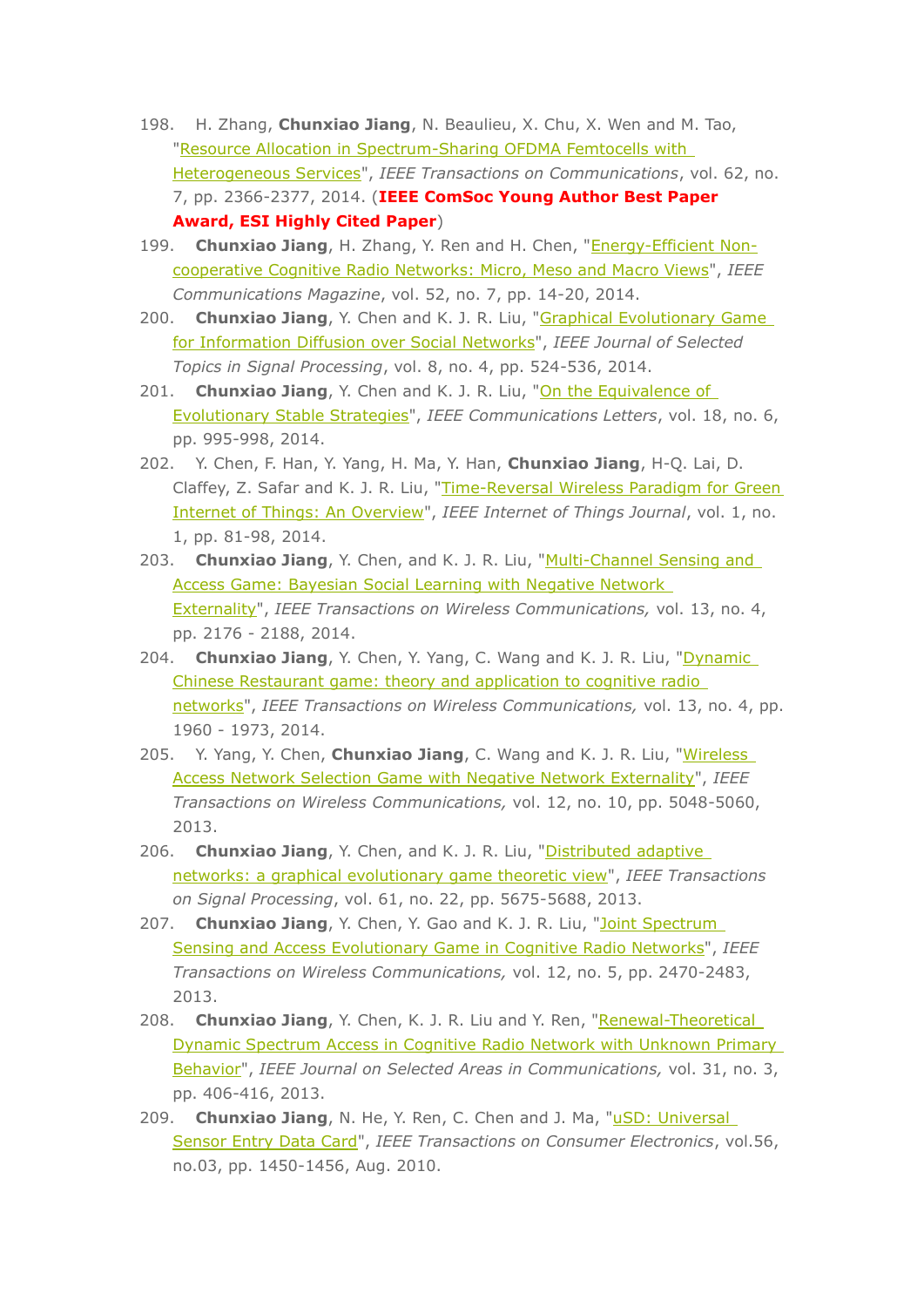198. H. Zhang, **Chunxiao Jiang**, N. Beaulieu, X. Chu, X. Wen and M. Tao, "Resource Allocation in Spectrum-Sharing OFDMA Femtocells with Heterogeneous Services", *IEEE Transactions on Communications*, vol. 62, no. 7, pp. 2366-2377, 2014. (**IEEE ComSoc Young Author Best Paper Award, ESI Highly Cited Paper**)
199. **Chunxiao Jiang**, H. Zhang, Y. Ren and H. Chen, "Energy-Efficient Non-cooperative Cognitive Radio Networks: Micro, Meso and Macro Views", *IEEE Communications Magazine*, vol. 52, no. 7, pp. 14-20, 2014.
200. **Chunxiao Jiang**, Y. Chen and K. J. R. Liu, "Graphical Evolutionary Game for Information Diffusion over Social Networks", *IEEE Journal of Selected Topics in Signal Processing*, vol. 8, no. 4, pp. 524-536, 2014.
201. **Chunxiao Jiang**, Y. Chen and K. J. R. Liu, "On the Equivalence of Evolutionary Stable Strategies", *IEEE Communications Letters*, vol. 18, no. 6, pp. 995-998, 2014.
202. Y. Chen, F. Han, Y. Yang, H. Ma, Y. Han, **Chunxiao Jiang**, H-Q. Lai, D. Claffey, Z. Safar and K. J. R. Liu, "Time-Reversal Wireless Paradigm for Green Internet of Things: An Overview", *IEEE Internet of Things Journal*, vol. 1, no. 1, pp. 81-98, 2014.
203. **Chunxiao Jiang**, Y. Chen, and K. J. R. Liu, "Multi-Channel Sensing and Access Game: Bayesian Social Learning with Negative Network Externality", *IEEE Transactions on Wireless Communications,* vol. 13, no. 4, pp. 2176 - 2188, 2014.
204. **Chunxiao Jiang**, Y. Chen, Y. Yang, C. Wang and K. J. R. Liu, "Dynamic Chinese Restaurant game: theory and application to cognitive radio networks", *IEEE Transactions on Wireless Communications,* vol. 13, no. 4, pp. 1960 - 1973, 2014.
205. Y. Yang, Y. Chen, **Chunxiao Jiang**, C. Wang and K. J. R. Liu, "Wireless Access Network Selection Game with Negative Network Externality", *IEEE Transactions on Wireless Communications,* vol. 12, no. 10, pp. 5048-5060, 2013.
206. **Chunxiao Jiang**, Y. Chen, and K. J. R. Liu, "Distributed adaptive networks: a graphical evolutionary game theoretic view", *IEEE Transactions on Signal Processing*, vol. 61, no. 22, pp. 5675-5688, 2013.
207. **Chunxiao Jiang**, Y. Chen, Y. Gao and K. J. R. Liu, "Joint Spectrum Sensing and Access Evolutionary Game in Cognitive Radio Networks", *IEEE Transactions on Wireless Communications,* vol. 12, no. 5, pp. 2470-2483, 2013.
208. **Chunxiao Jiang**, Y. Chen, K. J. R. Liu and Y. Ren, "Renewal-Theoretical Dynamic Spectrum Access in Cognitive Radio Network with Unknown Primary Behavior", *IEEE Journal on Selected Areas in Communications,* vol. 31, no. 3, pp. 406-416, 2013.
209. **Chunxiao Jiang**, N. He, Y. Ren, C. Chen and J. Ma, "uSD: Universal Sensor Entry Data Card", *IEEE Transactions on Consumer Electronics*, vol.56, no.03, pp. 1450-1456, Aug. 2010.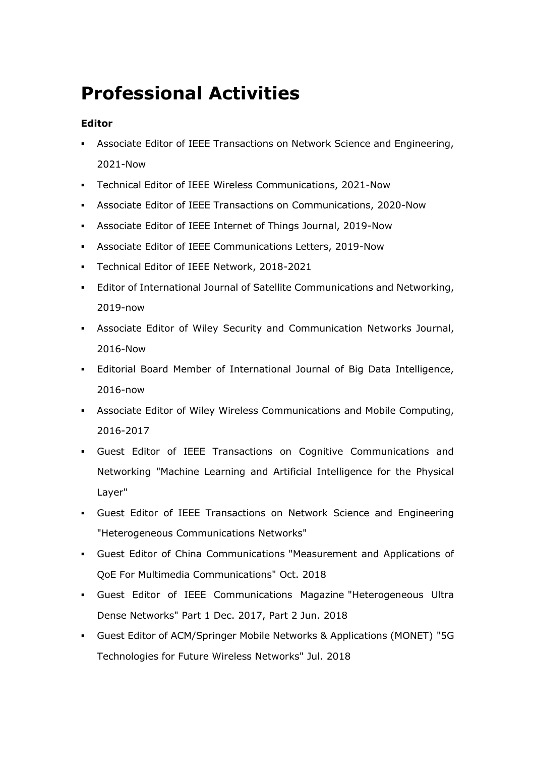# Professional Activities

**Editor**

- Associate Editor of IEEE Transactions on Network Science and Engineering, 2021-Now
- Technical Editor of IEEE Wireless Communications, 2021-Now
- Associate Editor of IEEE Transactions on Communications, 2020-Now
- Associate Editor of IEEE Internet of Things Journal, 2019-Now
- Associate Editor of IEEE Communications Letters, 2019-Now
- Technical Editor of IEEE Network, 2018-2021
- Editor of International Journal of Satellite Communications and Networking, 2019-now
- Associate Editor of Wiley Security and Communication Networks Journal, 2016-Now
- Editorial Board Member of International Journal of Big Data Intelligence, 2016-now
- Associate Editor of Wiley Wireless Communications and Mobile Computing, 2016-2017
- Guest Editor of IEEE Transactions on Cognitive Communications and Networking "Machine Learning and Artificial Intelligence for the Physical Layer"
- Guest Editor of IEEE Transactions on Network Science and Engineering "Heterogeneous Communications Networks"
- Guest Editor of China Communications "Measurement and Applications of QoE For Multimedia Communications" Oct. 2018
- Guest Editor of IEEE Communications Magazine "Heterogeneous Ultra Dense Networks" Part 1 Dec. 2017, Part 2 Jun. 2018
- Guest Editor of ACM/Springer Mobile Networks & Applications (MONET) "5G Technologies for Future Wireless Networks" Jul. 2018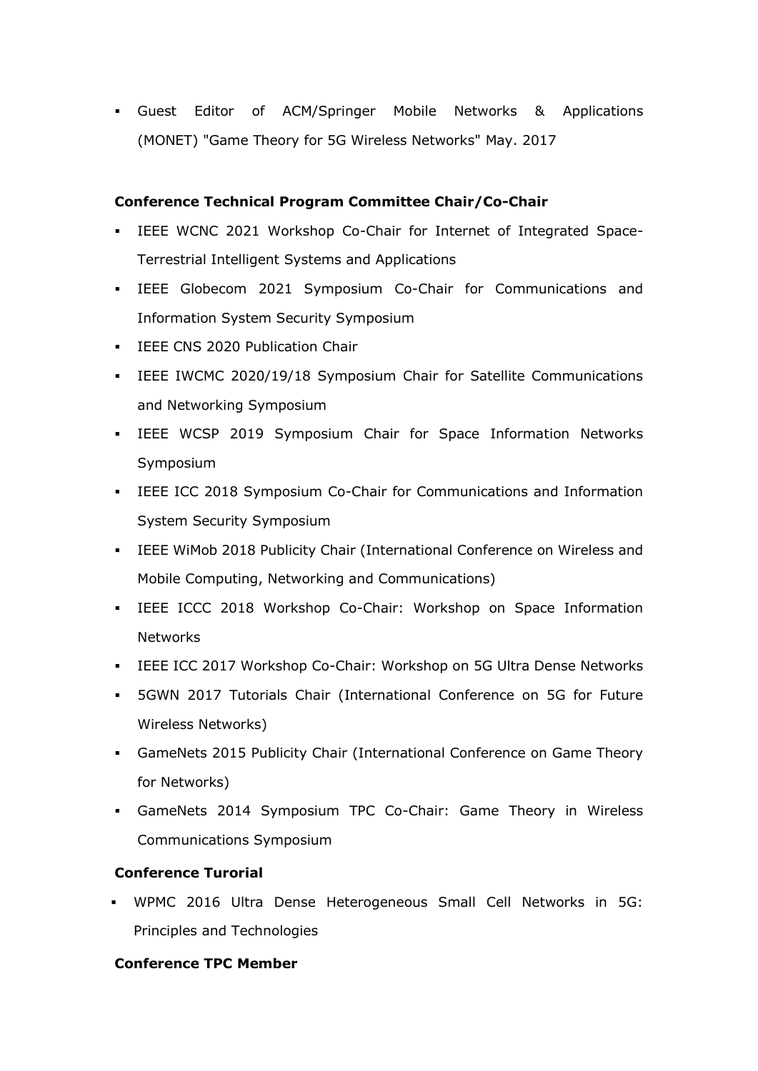- Guest Editor of ACM/Springer Mobile Networks & Applications (MONET) "Game Theory for 5G Wireless Networks" May. 2017

**Conference Technical Program Committee Chair/Co-Chair**

- IEEE WCNC 2021 Workshop Co-Chair for Internet of Integrated Space-Terrestrial Intelligent Systems and Applications
- IEEE Globecom 2021 Symposium Co-Chair for Communications and Information System Security Symposium
- IEEE CNS 2020 Publication Chair
- IEEE IWCMC 2020/19/18 Symposium Chair for Satellite Communications and Networking Symposium
- IEEE WCSP 2019 Symposium Chair for Space Information Networks Symposium
- IEEE ICC 2018 Symposium Co-Chair for Communications and Information System Security Symposium
- IEEE WiMob 2018 Publicity Chair (International Conference on Wireless and Mobile Computing, Networking and Communications)
- IEEE ICCC 2018 Workshop Co-Chair: Workshop on Space Information Networks
- IEEE ICC 2017 Workshop Co-Chair: Workshop on 5G Ultra Dense Networks
- 5GWN 2017 Tutorials Chair (International Conference on 5G for Future Wireless Networks)
- GameNets 2015 Publicity Chair (International Conference on Game Theory for Networks)
- GameNets 2014 Symposium TPC Co-Chair: Game Theory in Wireless Communications Symposium

**Conference Turorial**

- WPMC 2016 Ultra Dense Heterogeneous Small Cell Networks in 5G: Principles and Technologies

**Conference TPC Member**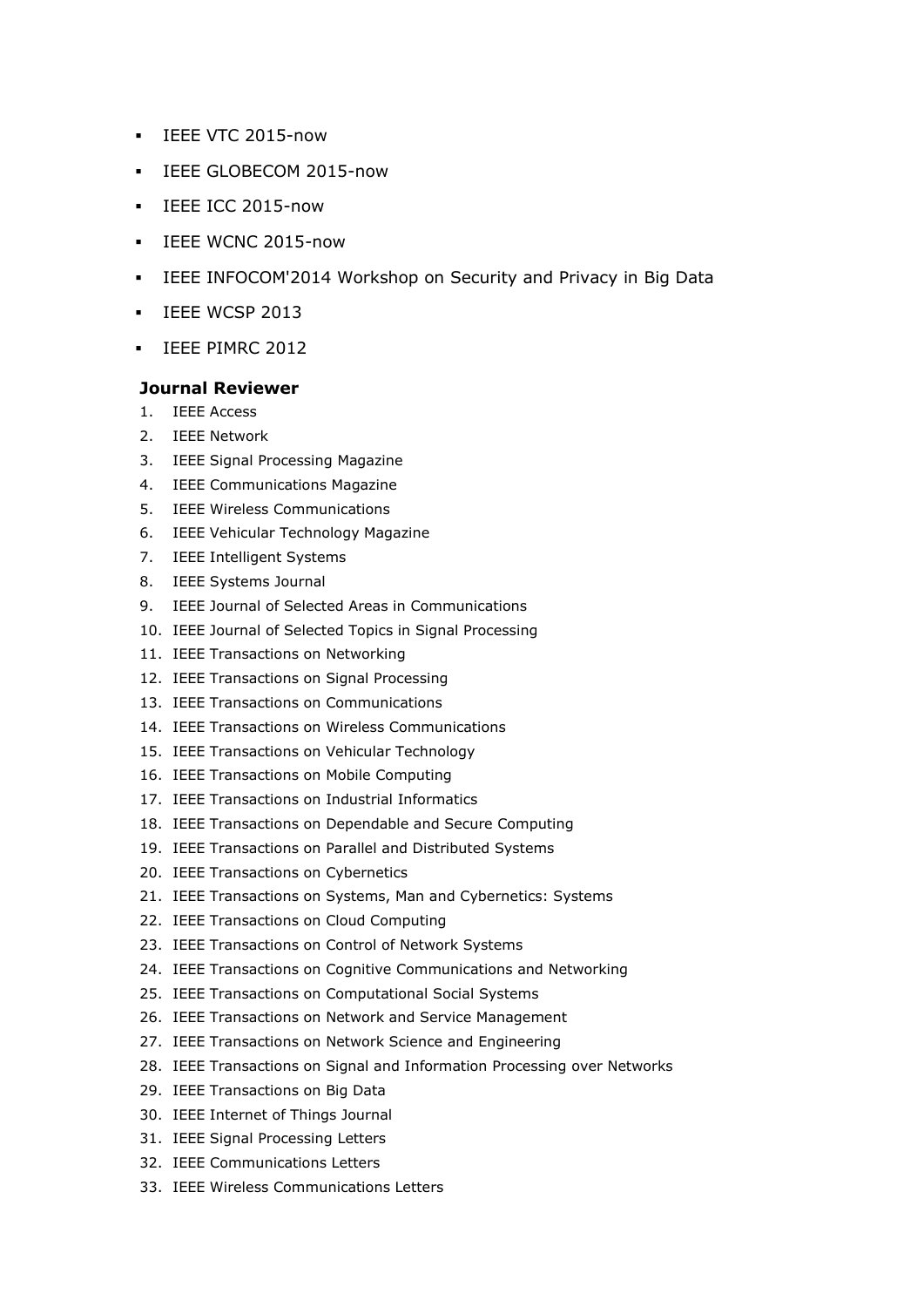- IEEE VTC 2015-now
- IEEE GLOBECOM 2015-now
- IEEE ICC 2015-now
- IEEE WCNC 2015-now
- IEEE INFOCOM'2014 Workshop on Security and Privacy in Big Data
- IEEE WCSP 2013
- IEEE PIMRC 2012

**Journal Reviewer**

1. IEEE Access
2. IEEE Network
3. IEEE Signal Processing Magazine
4. IEEE Communications Magazine
5. IEEE Wireless Communications
6. IEEE Vehicular Technology Magazine
7. IEEE Intelligent Systems
8. IEEE Systems Journal
9. IEEE Journal of Selected Areas in Communications
10. IEEE Journal of Selected Topics in Signal Processing
11. IEEE Transactions on Networking
12. IEEE Transactions on Signal Processing
13. IEEE Transactions on Communications
14. IEEE Transactions on Wireless Communications
15. IEEE Transactions on Vehicular Technology
16. IEEE Transactions on Mobile Computing
17. IEEE Transactions on Industrial Informatics
18. IEEE Transactions on Dependable and Secure Computing
19. IEEE Transactions on Parallel and Distributed Systems
20. IEEE Transactions on Cybernetics
21. IEEE Transactions on Systems, Man and Cybernetics: Systems
22. IEEE Transactions on Cloud Computing
23. IEEE Transactions on Control of Network Systems
24. IEEE Transactions on Cognitive Communications and Networking
25. IEEE Transactions on Computational Social Systems
26. IEEE Transactions on Network and Service Management
27. IEEE Transactions on Network Science and Engineering
28. IEEE Transactions on Signal and Information Processing over Networks
29. IEEE Transactions on Big Data
30. IEEE Internet of Things Journal
31. IEEE Signal Processing Letters
32. IEEE Communications Letters
33. IEEE Wireless Communications Letters